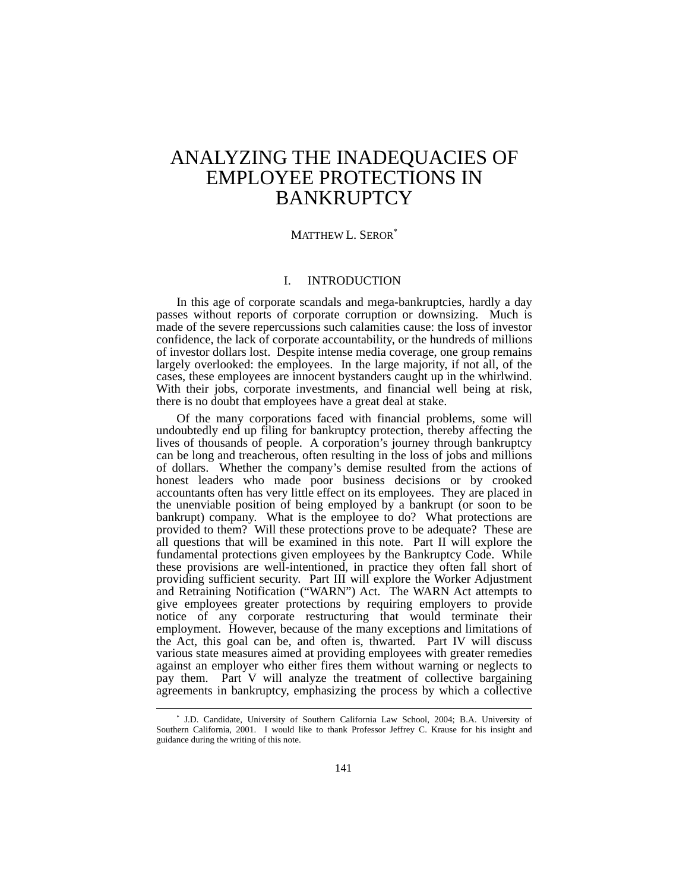# ANALYZING THE INADEQUACIES OF EMPLOYEE PROTECTIONS IN BANKRUPTCY

MATTHEW L. SEROR[*]

## I. INTRODUCTION

In this age of corporate scandals and mega-bankruptcies, hardly a day passes without reports of corporate corruption or downsizing. Much is made of the severe repercussions such calamities cause: the loss of investor confidence, the lack of corporate accountability, or the hundreds of millions of investor dollars lost. Despite intense media coverage, one group remains largely overlooked: the employees. In the large majority, if not all, of the cases, these employees are innocent bystanders caught up in the whirlwind. With their jobs, corporate investments, and financial well being at risk, there is no doubt that employees have a great deal at stake.

Of the many corporations faced with financial problems, some will undoubtedly end up filing for bankruptcy protection, thereby affecting the lives of thousands of people. A corporation's journey through bankruptcy can be long and treacherous, often resulting in the loss of jobs and millions of dollars. Whether the company's demise resulted from the actions of honest leaders who made poor business decisions or by crooked accountants often has very little effect on its employees. They are placed in the unenviable position of being employed by a bankrupt (or soon to be bankrupt) company. What is the employee to do? What protections are provided to them? Will these protections prove to be adequate? These are all questions that will be examined in this note. Part II will explore the fundamental protections given employees by the Bankruptcy Code. While these provisions are well-intentioned, in practice they often fall short of providing sufficient security. Part III will explore the Worker Adjustment and Retraining Notification ("WARN") Act. The WARN Act attempts to give employees greater protections by requiring employers to provide notice of any corporate restructuring that would terminate their employment. However, because of the many exceptions and limitations of the Act, this goal can be, and often is, thwarted. Part IV will discuss various state measures aimed at providing employees with greater remedies against an employer who either fires them without warning or neglects to pay them. Part V will analyze the treatment of collective bargaining agreements in bankruptcy, emphasizing the process by which a collective

---

[*] J.D. Candidate, University of Southern California Law School, 2004; B.A. University of Southern California, 2001. I would like to thank Professor Jeffrey C. Krause for his insight and guidance during the writing of this note.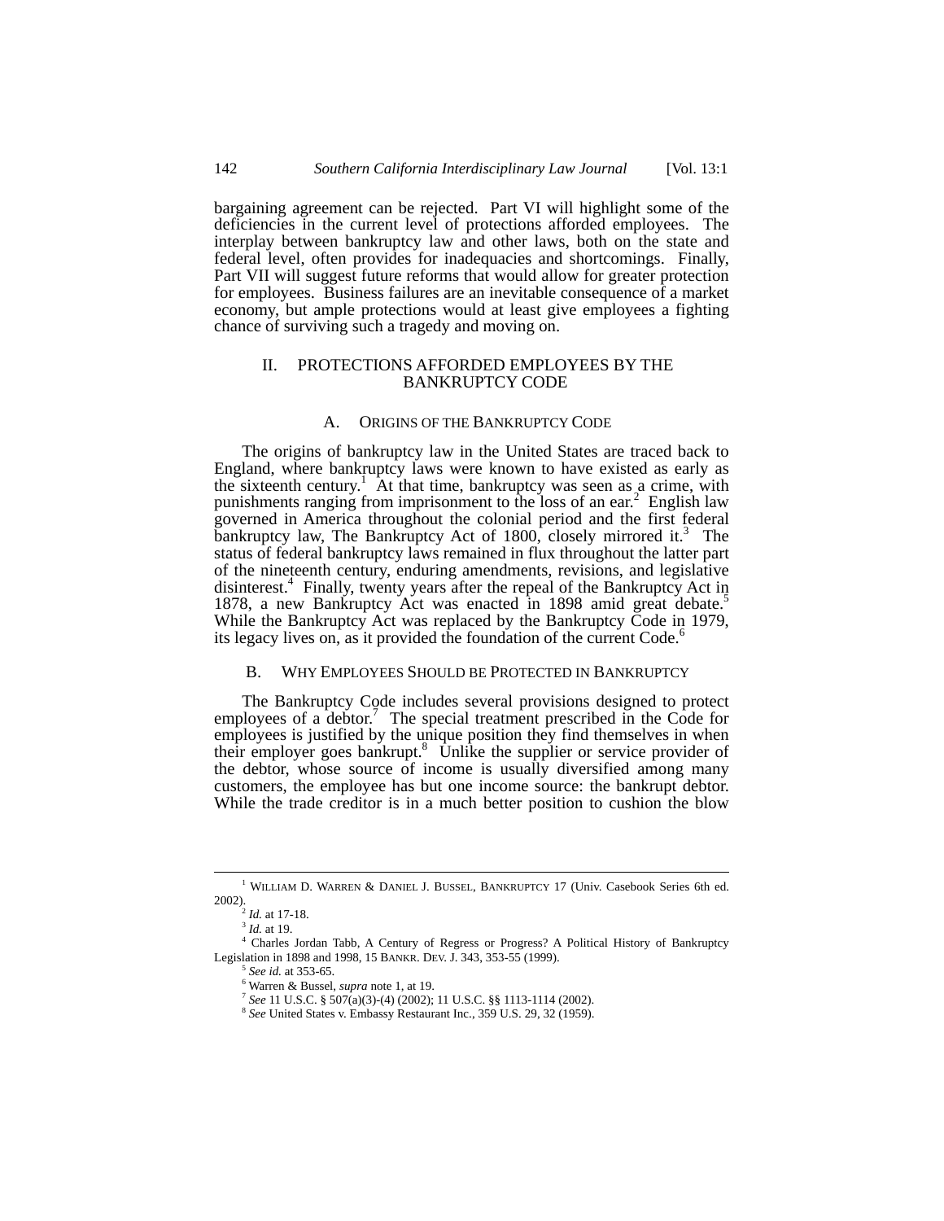bargaining agreement can be rejected. Part VI will highlight some of the deficiencies in the current level of protections afforded employees. The interplay between bankruptcy law and other laws, both on the state and federal level, often provides for inadequacies and shortcomings. Finally, Part VII will suggest future reforms that would allow for greater protection for employees. Business failures are an inevitable consequence of a market economy, but ample protections would at least give employees a fighting chance of surviving such a tragedy and moving on.

## II. PROTECTIONS AFFORDED EMPLOYEES BY THE BANKRUPTCY CODE

### A. ORIGINS OF THE BANKRUPTCY CODE

The origins of bankruptcy law in the United States are traced back to England, where bankruptcy laws were known to have existed as early as the sixteenth century.[1] At that time, bankruptcy was seen as a crime, with punishments ranging from imprisonment to the loss of an ear.[2] English law governed in America throughout the colonial period and the first federal bankruptcy law, The Bankruptcy Act of 1800, closely mirrored it.[3] The status of federal bankruptcy laws remained in flux throughout the latter part of the nineteenth century, enduring amendments, revisions, and legislative disinterest.[4] Finally, twenty years after the repeal of the Bankruptcy Act in 1878, a new Bankruptcy Act was enacted in 1898 amid great debate.[5] While the Bankruptcy Act was replaced by the Bankruptcy Code in 1979, its legacy lives on, as it provided the foundation of the current Code.[6]

### B. WHY EMPLOYEES SHOULD BE PROTECTED IN BANKRUPTCY

The Bankruptcy Code includes several provisions designed to protect employees of a debtor.[7] The special treatment prescribed in the Code for employees is justified by the unique position they find themselves in when their employer goes bankrupt.[8] Unlike the supplier or service provider of the debtor, whose source of income is usually diversified among many customers, the employee has but one income source: the bankrupt debtor. While the trade creditor is in a much better position to cushion the blow

---

[1] WILLIAM D. WARREN & DANIEL J. BUSSEL, BANKRUPTCY 17 (Univ. Casebook Series 6th ed. 2002).

[2] *Id.* at 17-18.

[3] *Id.* at 19.

[4] Charles Jordan Tabb, A Century of Regress or Progress? A Political History of Bankruptcy Legislation in 1898 and 1998, 15 BANKR. DEV. J. 343, 353-55 (1999).

[5] *See id.* at 353-65.

[6] Warren & Bussel, *supra* note 1, at 19.

[7] *See* 11 U.S.C. § 507(a)(3)-(4) (2002); 11 U.S.C. §§ 1113-1114 (2002).

[8] *See* United States v. Embassy Restaurant Inc., 359 U.S. 29, 32 (1959).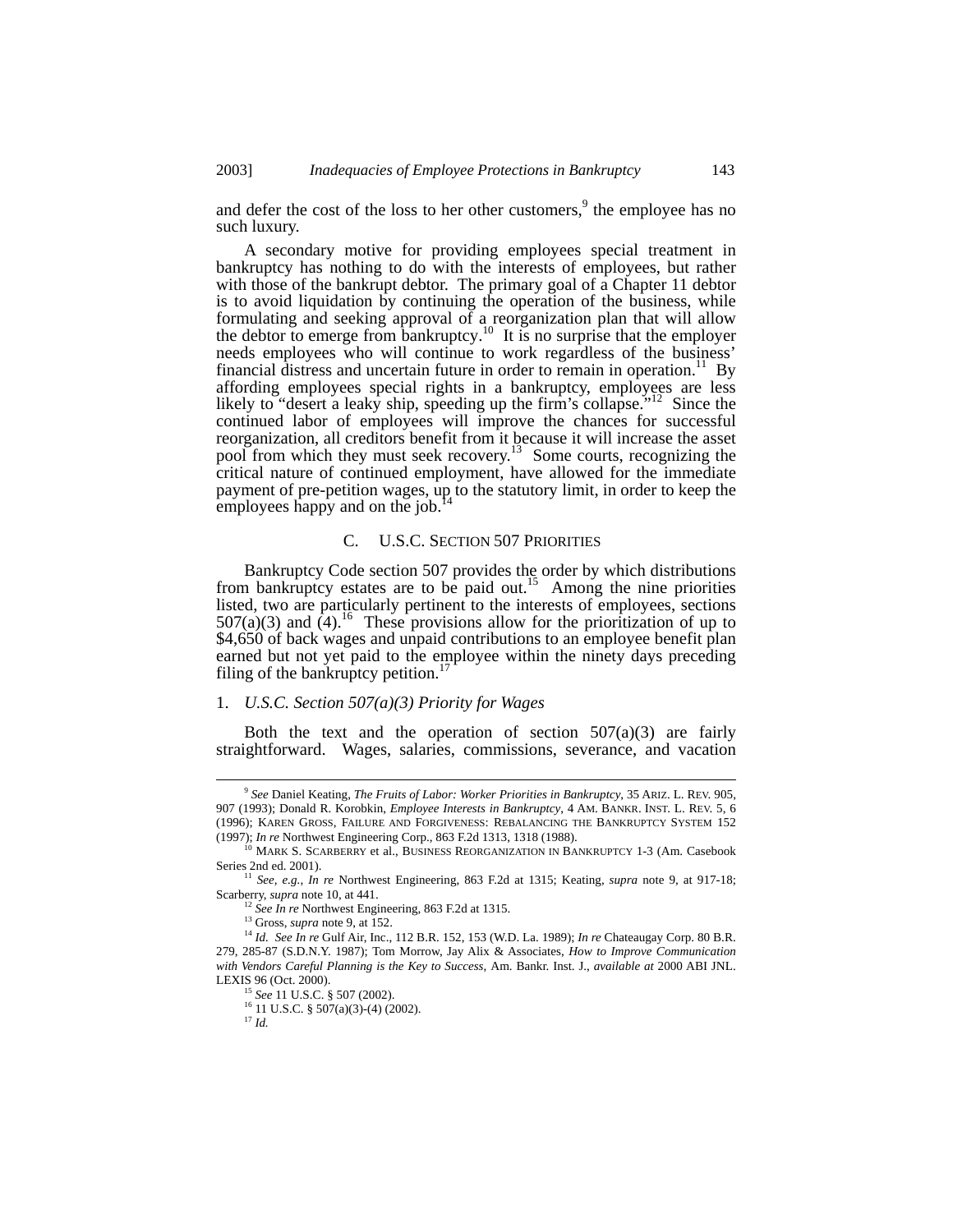and defer the cost of the loss to her other customers,[9] the employee has no such luxury.

A secondary motive for providing employees special treatment in bankruptcy has nothing to do with the interests of employees, but rather with those of the bankrupt debtor. The primary goal of a Chapter 11 debtor is to avoid liquidation by continuing the operation of the business, while formulating and seeking approval of a reorganization plan that will allow the debtor to emerge from bankruptcy.[10] It is no surprise that the employer needs employees who will continue to work regardless of the business' financial distress and uncertain future in order to remain in operation.[11] By affording employees special rights in a bankruptcy, employees are less likely to "desert a leaky ship, speeding up the firm's collapse."[12] Since the continued labor of employees will improve the chances for successful reorganization, all creditors benefit from it because it will increase the asset pool from which they must seek recovery.[13] Some courts, recognizing the critical nature of continued employment, have allowed for the immediate payment of pre-petition wages, up to the statutory limit, in order to keep the employees happy and on the job.[14]

### C. U.S.C. Section 507 Priorities

Bankruptcy Code section 507 provides the order by which distributions from bankruptcy estates are to be paid out.[15] Among the nine priorities listed, two are particularly pertinent to the interests of employees, sections 507(a)(3) and (4).[16] These provisions allow for the prioritization of up to $4,650 of back wages and unpaid contributions to an employee benefit plan earned but not yet paid to the employee within the ninety days preceding filing of the bankruptcy petition.[17]

#### 1. *U.S.C. Section 507(a)(3) Priority for Wages*

Both the text and the operation of section 507(a)(3) are fairly straightforward. Wages, salaries, commissions, severance, and vacation

---

[9] *See* Daniel Keating, *The Fruits of Labor: Worker Priorities in Bankruptcy*, 35 ARIZ. L. REV. 905, 907 (1993); Donald R. Korobkin, *Employee Interests in Bankruptcy*, 4 AM. BANKR. INST. L. REV. 5, 6 (1996); KAREN GROSS, FAILURE AND FORGIVENESS: REBALANCING THE BANKRUPTCY SYSTEM 152 (1997); *In re* Northwest Engineering Corp., 863 F.2d 1313, 1318 (1988).

[10] MARK S. SCARBERRY et al., BUSINESS REORGANIZATION IN BANKRUPTCY 1-3 (Am. Casebook Series 2nd ed. 2001).

[11] *See, e.g.*, *In re* Northwest Engineering, 863 F.2d at 1315; Keating, *supra* note 9, at 917-18; Scarberry, *supra* note 10, at 441.

[12] *See In re* Northwest Engineering, 863 F.2d at 1315.

[13] Gross, *supra* note 9, at 152.

[14] *Id. See In re* Gulf Air, Inc., 112 B.R. 152, 153 (W.D. La. 1989); *In re* Chateaugay Corp. 80 B.R. 279, 285-87 (S.D.N.Y. 1987); Tom Morrow, Jay Alix & Associates, *How to Improve Communication with Vendors Careful Planning is the Key to Success*, Am. Bankr. Inst. J., *available at* 2000 ABI JNL. LEXIS 96 (Oct. 2000).

[15] *See* 11 U.S.C. § 507 (2002).

[16] 11 U.S.C. § 507(a)(3)-(4) (2002).

[17] *Id.*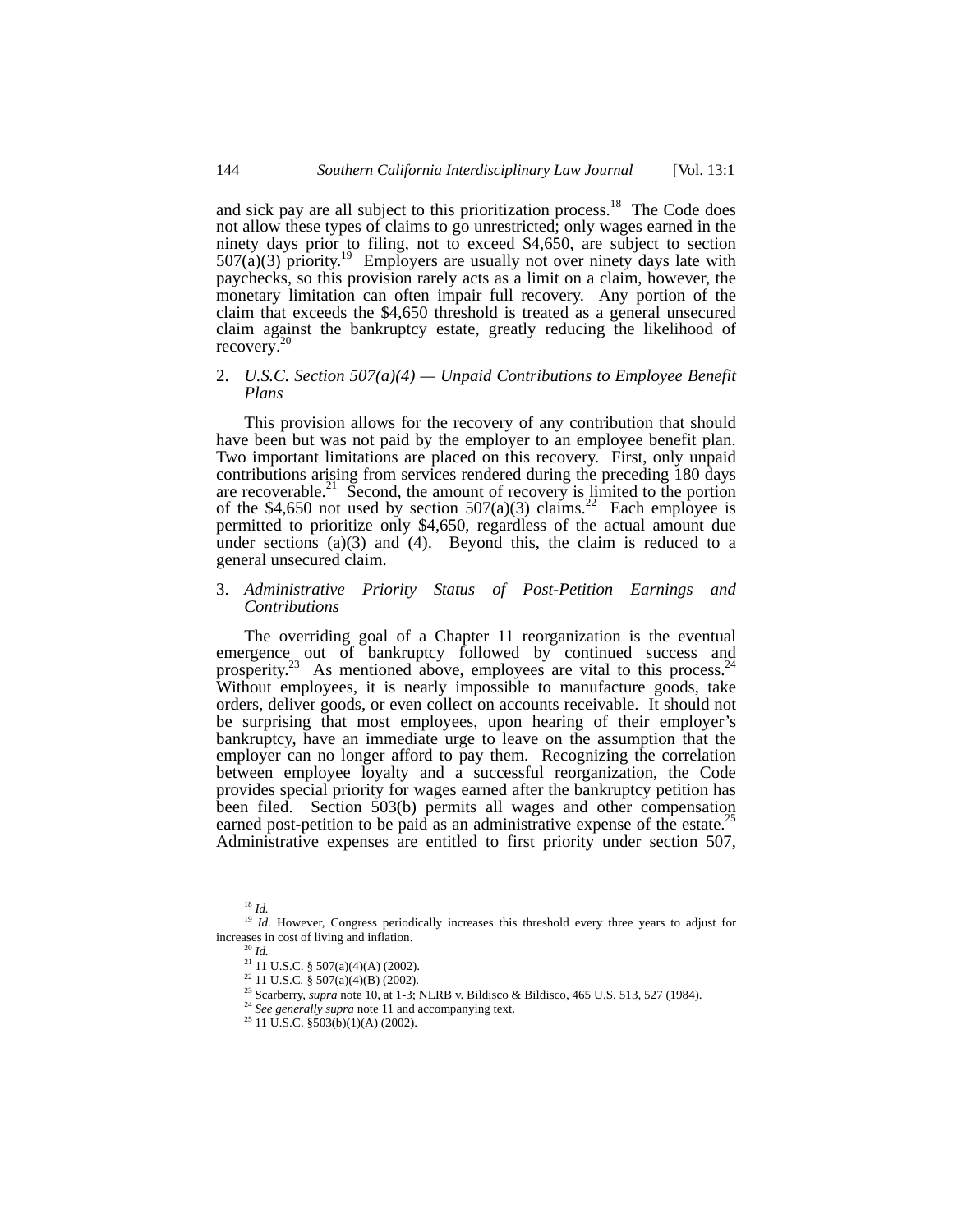and sick pay are all subject to this prioritization process.[18] The Code does not allow these types of claims to go unrestricted; only wages earned in the ninety days prior to filing, not to exceed $4,650, are subject to section 507(a)(3) priority.[19] Employers are usually not over ninety days late with paychecks, so this provision rarely acts as a limit on a claim, however, the monetary limitation can often impair full recovery. Any portion of the claim that exceeds the $4,650 threshold is treated as a general unsecured claim against the bankruptcy estate, greatly reducing the likelihood of recovery.[20]

2. *U.S.C. Section 507(a)(4) — Unpaid Contributions to Employee Benefit Plans*

This provision allows for the recovery of any contribution that should have been but was not paid by the employer to an employee benefit plan. Two important limitations are placed on this recovery. First, only unpaid contributions arising from services rendered during the preceding 180 days are recoverable.[21] Second, the amount of recovery is limited to the portion of the $4,650 not used by section 507(a)(3) claims.[22] Each employee is permitted to prioritize only $4,650, regardless of the actual amount due under sections (a)(3) and (4). Beyond this, the claim is reduced to a general unsecured claim.

3. *Administrative Priority Status of Post-Petition Earnings and Contributions*

The overriding goal of a Chapter 11 reorganization is the eventual emergence out of bankruptcy followed by continued success and prosperity.[23] As mentioned above, employees are vital to this process.[24] Without employees, it is nearly impossible to manufacture goods, take orders, deliver goods, or even collect on accounts receivable. It should not be surprising that most employees, upon hearing of their employer's bankruptcy, have an immediate urge to leave on the assumption that the employer can no longer afford to pay them. Recognizing the correlation between employee loyalty and a successful reorganization, the Code provides special priority for wages earned after the bankruptcy petition has been filed. Section 503(b) permits all wages and other compensation earned post-petition to be paid as an administrative expense of the estate.[25] Administrative expenses are entitled to first priority under section 507,

---

[18] *Id.*

[19] *Id.* However, Congress periodically increases this threshold every three years to adjust for increases in cost of living and inflation.

[20] *Id.*

[21] 11 U.S.C. § 507(a)(4)(A) (2002).

[22] 11 U.S.C. § 507(a)(4)(B) (2002).

[23] Scarberry, *supra* note 10, at 1-3; NLRB v. Bildisco & Bildisco, 465 U.S. 513, 527 (1984).

[24] *See generally supra* note 11 and accompanying text.

[25] 11 U.S.C. §503(b)(1)(A) (2002).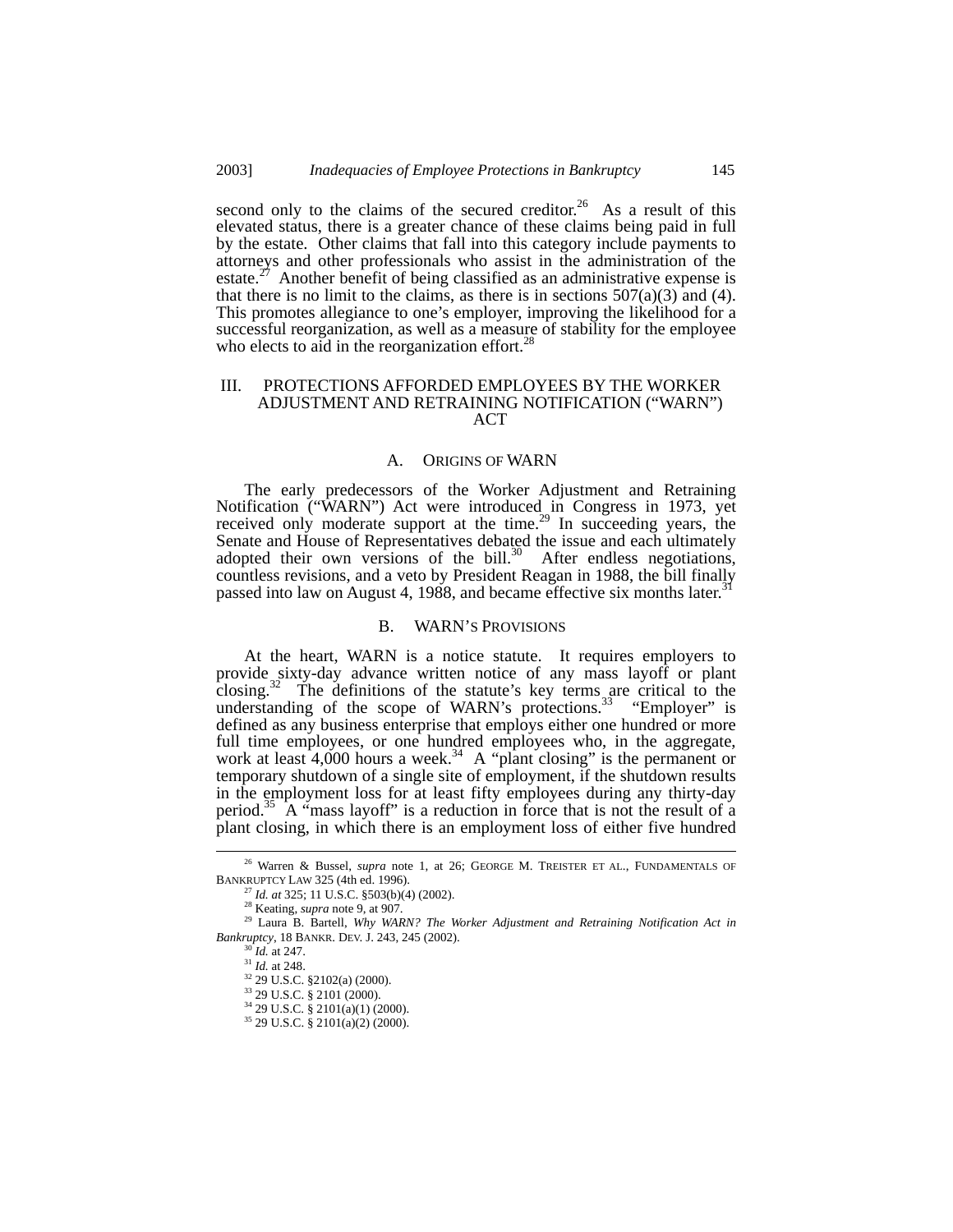second only to the claims of the secured creditor.[26] As a result of this elevated status, there is a greater chance of these claims being paid in full by the estate. Other claims that fall into this category include payments to attorneys and other professionals who assist in the administration of the estate.[27] Another benefit of being classified as an administrative expense is that there is no limit to the claims, as there is in sections 507(a)(3) and (4). This promotes allegiance to one's employer, improving the likelihood for a successful reorganization, as well as a measure of stability for the employee who elects to aid in the reorganization effort.[28]

## III. PROTECTIONS AFFORDED EMPLOYEES BY THE WORKER ADJUSTMENT AND RETRAINING NOTIFICATION ("WARN") ACT

### A. ORIGINS OF WARN

The early predecessors of the Worker Adjustment and Retraining Notification ("WARN") Act were introduced in Congress in 1973, yet received only moderate support at the time.[29] In succeeding years, the Senate and House of Representatives debated the issue and each ultimately adopted their own versions of the bill.[30] After endless negotiations, countless revisions, and a veto by President Reagan in 1988, the bill finally passed into law on August 4, 1988, and became effective six months later.[31]

### B. WARN'S PROVISIONS

At the heart, WARN is a notice statute. It requires employers to provide sixty-day advance written notice of any mass layoff or plant closing.[32] The definitions of the statute's key terms are critical to the understanding of the scope of WARN's protections.[33] "Employer" is defined as any business enterprise that employs either one hundred or more full time employees, or one hundred employees who, in the aggregate, work at least 4,000 hours a week.[34] A "plant closing" is the permanent or temporary shutdown of a single site of employment, if the shutdown results in the employment loss for at least fifty employees during any thirty-day period.[35] A "mass layoff" is a reduction in force that is not the result of a plant closing, in which there is an employment loss of either five hundred

---

[26] Warren & Bussel, *supra* note 1, at 26; GEORGE M. TREISTER ET AL., FUNDAMENTALS OF BANKRUPTCY LAW 325 (4th ed. 1996).

[27] *Id. at* 325; 11 U.S.C. §503(b)(4) (2002).

[28] Keating, *supra* note 9, at 907.

[29] Laura B. Bartell, *Why WARN? The Worker Adjustment and Retraining Notification Act in Bankruptcy*, 18 BANKR. DEV. J. 243, 245 (2002).

[30] *Id.* at 247.

[31] *Id.* at 248.

[32] 29 U.S.C. §2102(a) (2000).

[33] 29 U.S.C. § 2101 (2000).

[34] 29 U.S.C. § 2101(a)(1) (2000).

[35] 29 U.S.C. § 2101(a)(2) (2000).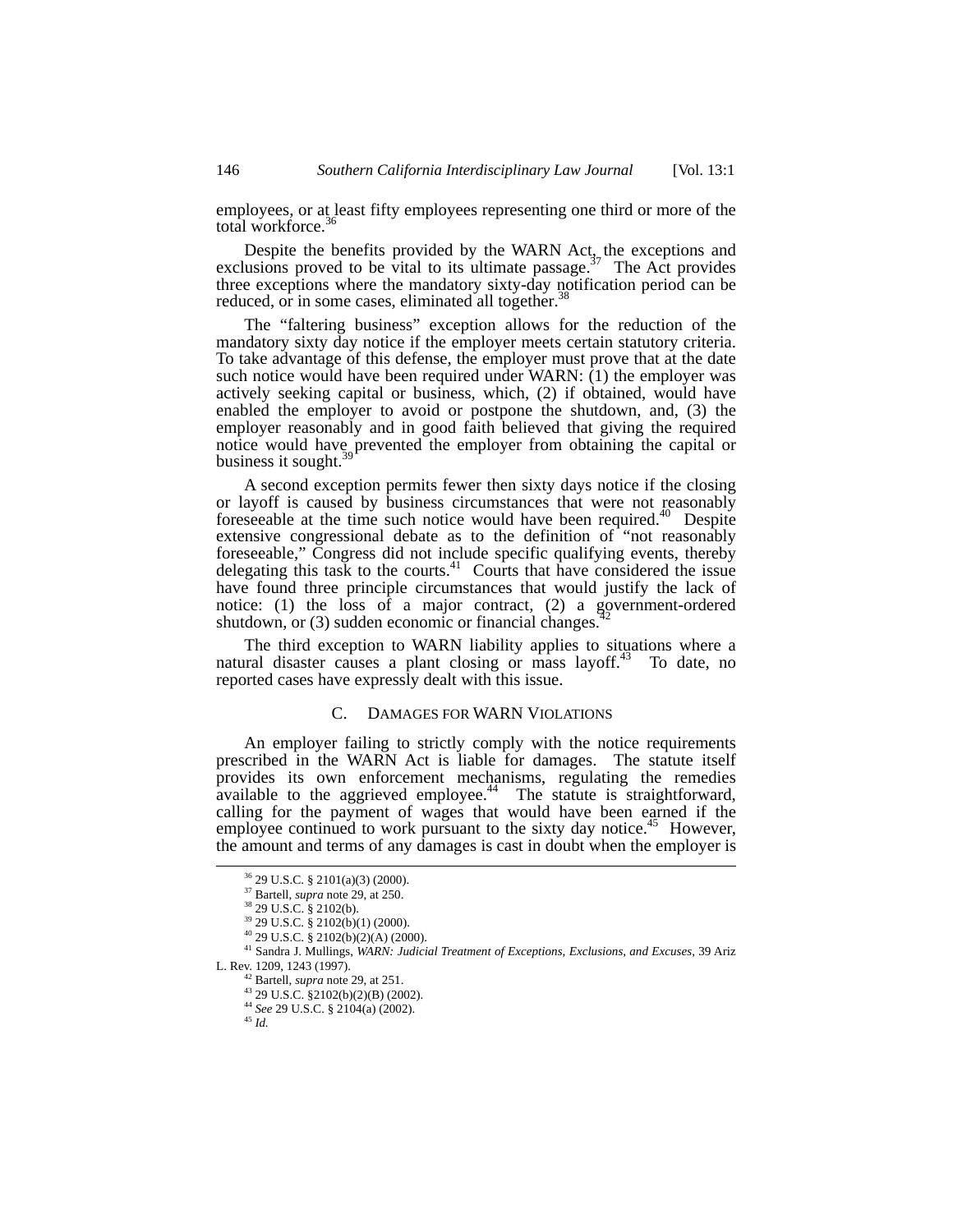employees, or at least fifty employees representing one third or more of the total workforce.[36]

Despite the benefits provided by the WARN Act, the exceptions and exclusions proved to be vital to its ultimate passage.[37] The Act provides three exceptions where the mandatory sixty-day notification period can be reduced, or in some cases, eliminated all together.[38]

The "faltering business" exception allows for the reduction of the mandatory sixty day notice if the employer meets certain statutory criteria. To take advantage of this defense, the employer must prove that at the date such notice would have been required under WARN: (1) the employer was actively seeking capital or business, which, (2) if obtained, would have enabled the employer to avoid or postpone the shutdown, and, (3) the employer reasonably and in good faith believed that giving the required notice would have prevented the employer from obtaining the capital or business it sought.[39]

A second exception permits fewer then sixty days notice if the closing or layoff is caused by business circumstances that were not reasonably foreseeable at the time such notice would have been required.[40] Despite extensive congressional debate as to the definition of "not reasonably foreseeable," Congress did not include specific qualifying events, thereby delegating this task to the courts.[41] Courts that have considered the issue have found three principle circumstances that would justify the lack of notice: (1) the loss of a major contract, (2) a government-ordered shutdown, or (3) sudden economic or financial changes.[42]

The third exception to WARN liability applies to situations where a natural disaster causes a plant closing or mass layoff.[43] To date, no reported cases have expressly dealt with this issue.

### C. Damages for WARN Violations

An employer failing to strictly comply with the notice requirements prescribed in the WARN Act is liable for damages. The statute itself provides its own enforcement mechanisms, regulating the remedies available to the aggrieved employee.[44] The statute is straightforward, calling for the payment of wages that would have been earned if the employee continued to work pursuant to the sixty day notice.[45] However, the amount and terms of any damages is cast in doubt when the employer is

---

[36] 29 U.S.C. § 2101(a)(3) (2000).

[37] Bartell, *supra* note 29, at 250.

[38] 29 U.S.C. § 2102(b).

[39] 29 U.S.C. § 2102(b)(1) (2000).

[40] 29 U.S.C. § 2102(b)(2)(A) (2000).

[41] Sandra J. Mullings, *WARN: Judicial Treatment of Exceptions, Exclusions, and Excuses*, 39 Ariz L. Rev. 1209, 1243 (1997).

[42] Bartell, *supra* note 29, at 251.

[43] 29 U.S.C. §2102(b)(2)(B) (2002).

[44] *See* 29 U.S.C. § 2104(a) (2002).

[45] *Id.*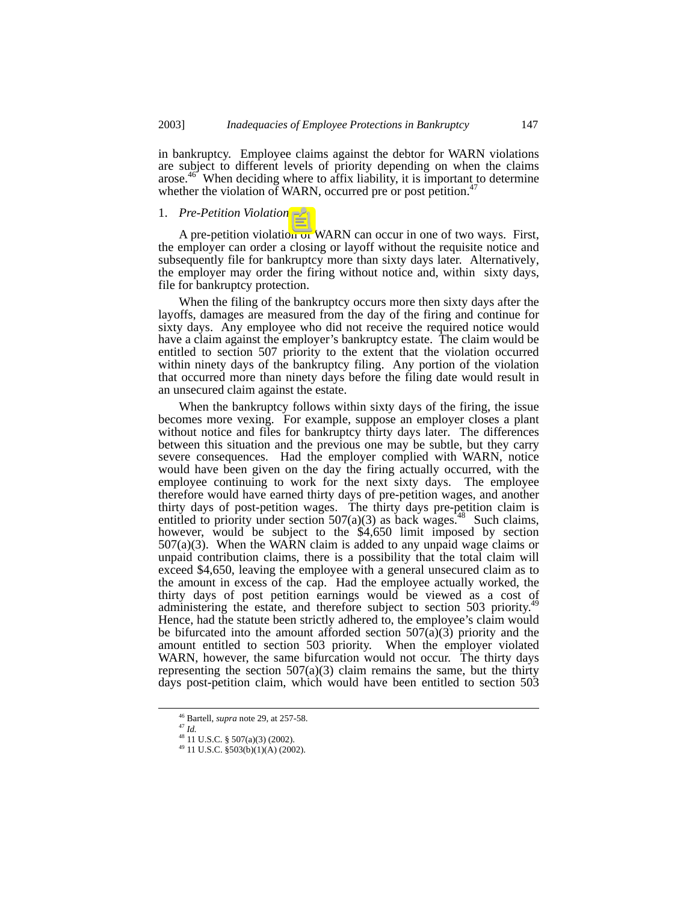in bankruptcy. Employee claims against the debtor for WARN violations are subject to different levels of priority depending on when the claims arose.[46] When deciding where to affix liability, it is important to determine whether the violation of WARN, occurred pre or post petition.[47]

### 1. *Pre-Petition Violation*

A pre-petition violation of WARN can occur in one of two ways. First, the employer can order a closing or layoff without the requisite notice and subsequently file for bankruptcy more than sixty days later. Alternatively, the employer may order the firing without notice and, within sixty days, file for bankruptcy protection.

When the filing of the bankruptcy occurs more then sixty days after the layoffs, damages are measured from the day of the firing and continue for sixty days. Any employee who did not receive the required notice would have a claim against the employer's bankruptcy estate. The claim would be entitled to section 507 priority to the extent that the violation occurred within ninety days of the bankruptcy filing. Any portion of the violation that occurred more than ninety days before the filing date would result in an unsecured claim against the estate.

When the bankruptcy follows within sixty days of the firing, the issue becomes more vexing. For example, suppose an employer closes a plant without notice and files for bankruptcy thirty days later. The differences between this situation and the previous one may be subtle, but they carry severe consequences. Had the employer complied with WARN, notice would have been given on the day the firing actually occurred, with the employee continuing to work for the next sixty days. The employee therefore would have earned thirty days of pre-petition wages, and another thirty days of post-petition wages. The thirty days pre-petition claim is entitled to priority under section 507(a)(3) as back wages.[48] Such claims, however, would be subject to the $4,650 limit imposed by section 507(a)(3). When the WARN claim is added to any unpaid wage claims or unpaid contribution claims, there is a possibility that the total claim will exceed $4,650, leaving the employee with a general unsecured claim as to the amount in excess of the cap. Had the employee actually worked, the thirty days of post petition earnings would be viewed as a cost of administering the estate, and therefore subject to section 503 priority.[49] Hence, had the statute been strictly adhered to, the employee's claim would be bifurcated into the amount afforded section 507(a)(3) priority and the amount entitled to section 503 priority. When the employer violated WARN, however, the same bifurcation would not occur. The thirty days representing the section 507(a)(3) claim remains the same, but the thirty days post-petition claim, which would have been entitled to section 503

---

[46] Bartell, *supra* note 29, at 257-58.

[47] *Id.*

[48] 11 U.S.C. § 507(a)(3) (2002).

[49] 11 U.S.C. §503(b)(1)(A) (2002).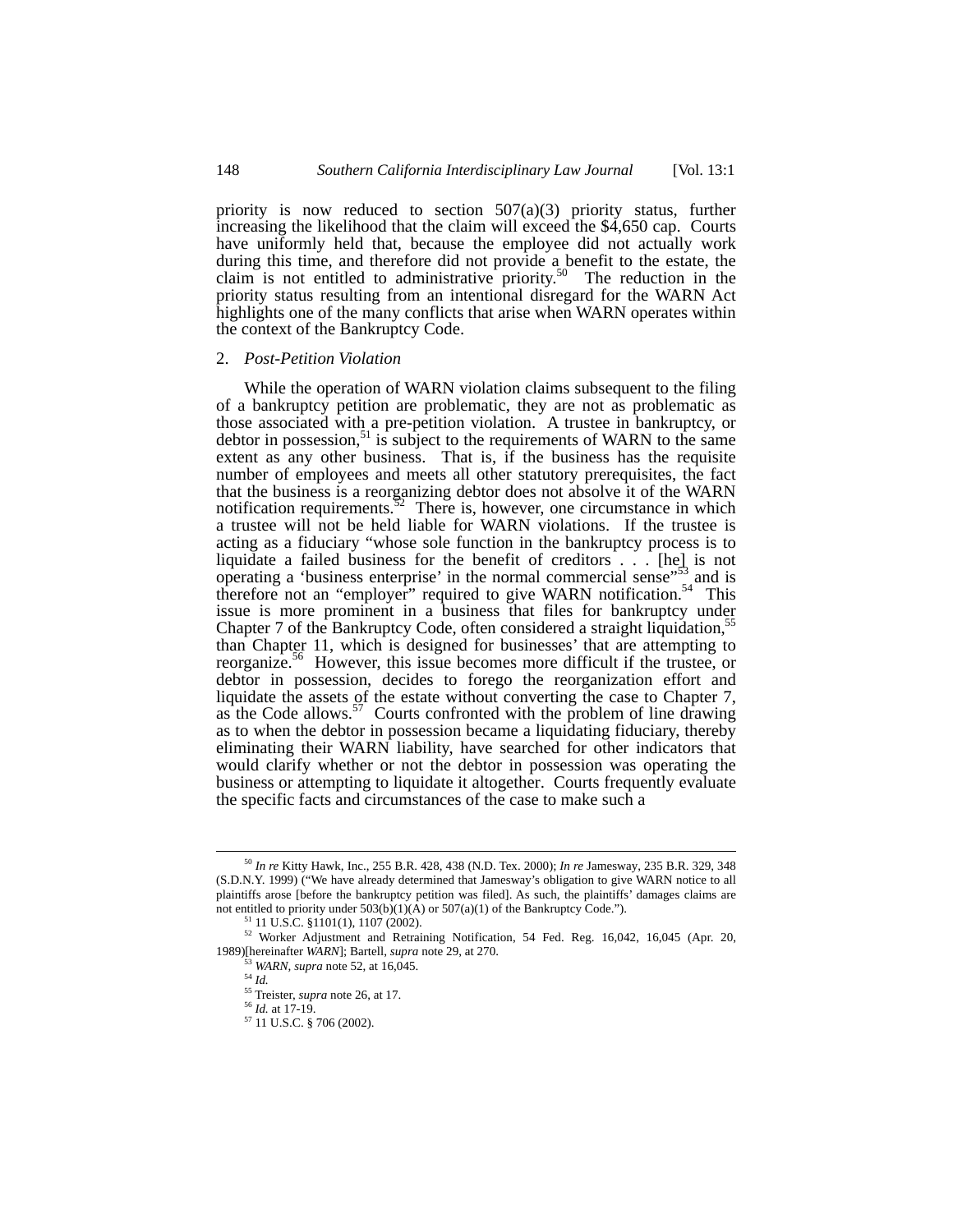priority is now reduced to section 507(a)(3) priority status, further increasing the likelihood that the claim will exceed the $4,650 cap. Courts have uniformly held that, because the employee did not actually work during this time, and therefore did not provide a benefit to the estate, the claim is not entitled to administrative priority.[50] The reduction in the priority status resulting from an intentional disregard for the WARN Act highlights one of the many conflicts that arise when WARN operates within the context of the Bankruptcy Code.

2. *Post-Petition Violation*

While the operation of WARN violation claims subsequent to the filing of a bankruptcy petition are problematic, they are not as problematic as those associated with a pre-petition violation. A trustee in bankruptcy, or debtor in possession,[51] is subject to the requirements of WARN to the same extent as any other business. That is, if the business has the requisite number of employees and meets all other statutory prerequisites, the fact that the business is a reorganizing debtor does not absolve it of the WARN notification requirements.[52] There is, however, one circumstance in which a trustee will not be held liable for WARN violations. If the trustee is acting as a fiduciary "whose sole function in the bankruptcy process is to liquidate a failed business for the benefit of creditors . . . [he] is not operating a 'business enterprise' in the normal commercial sense"[53] and is therefore not an "employer" required to give WARN notification.[54] This issue is more prominent in a business that files for bankruptcy under Chapter 7 of the Bankruptcy Code, often considered a straight liquidation,[55] than Chapter 11, which is designed for businesses' that are attempting to reorganize.[56] However, this issue becomes more difficult if the trustee, or debtor in possession, decides to forego the reorganization effort and liquidate the assets of the estate without converting the case to Chapter 7, as the Code allows.[57] Courts confronted with the problem of line drawing as to when the debtor in possession became a liquidating fiduciary, thereby eliminating their WARN liability, have searched for other indicators that would clarify whether or not the debtor in possession was operating the business or attempting to liquidate it altogether. Courts frequently evaluate the specific facts and circumstances of the case to make such a

---

[50] *In re* Kitty Hawk, Inc., 255 B.R. 428, 438 (N.D. Tex. 2000); *In re* Jamesway, 235 B.R. 329, 348 (S.D.N.Y. 1999) ("We have already determined that Jamesway's obligation to give WARN notice to all plaintiffs arose [before the bankruptcy petition was filed]. As such, the plaintiffs' damages claims are not entitled to priority under 503(b)(1)(A) or 507(a)(1) of the Bankruptcy Code.").

[51] 11 U.S.C. §1101(1), 1107 (2002).

[52] Worker Adjustment and Retraining Notification, 54 Fed. Reg. 16,042, 16,045 (Apr. 20, 1989)[hereinafter *WARN*]; Bartell, *supra* note 29, at 270.

[53] *WARN*, *supra* note 52, at 16,045.

[54] *Id.*

[55] Treister, *supra* note 26, at 17.

[56] *Id.* at 17-19.

[57] 11 U.S.C. § 706 (2002).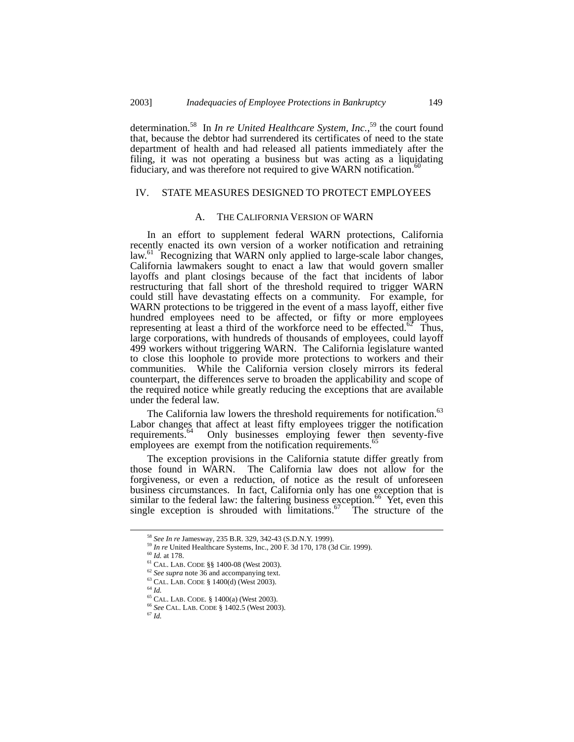determination.[58] In *In re United Healthcare System, Inc.*,[59] the court found that, because the debtor had surrendered its certificates of need to the state department of health and had released all patients immediately after the filing, it was not operating a business but was acting as a liquidating fiduciary, and was therefore not required to give WARN notification.[60]

## IV. STATE MEASURES DESIGNED TO PROTECT EMPLOYEES

### A. THE CALIFORNIA VERSION OF WARN

In an effort to supplement federal WARN protections, California recently enacted its own version of a worker notification and retraining law.[61] Recognizing that WARN only applied to large-scale labor changes, California lawmakers sought to enact a law that would govern smaller layoffs and plant closings because of the fact that incidents of labor restructuring that fall short of the threshold required to trigger WARN could still have devastating effects on a community. For example, for WARN protections to be triggered in the event of a mass layoff, either five hundred employees need to be affected, or fifty or more employees representing at least a third of the workforce need to be effected.[62] Thus, large corporations, with hundreds of thousands of employees, could layoff 499 workers without triggering WARN. The California legislature wanted to close this loophole to provide more protections to workers and their communities. While the California version closely mirrors its federal counterpart, the differences serve to broaden the applicability and scope of the required notice while greatly reducing the exceptions that are available under the federal law.

The California law lowers the threshold requirements for notification.[63] Labor changes that affect at least fifty employees trigger the notification requirements.[64] Only businesses employing fewer then seventy-five employees are exempt from the notification requirements.[65]

The exception provisions in the California statute differ greatly from those found in WARN. The California law does not allow for the forgiveness, or even a reduction, of notice as the result of unforeseen business circumstances. In fact, California only has one exception that is similar to the federal law: the faltering business exception.[66] Yet, even this single exception is shrouded with limitations.[67] The structure of the

---

[58] *See In re* Jamesway, 235 B.R. 329, 342-43 (S.D.N.Y. 1999).

[59] *In re* United Healthcare Systems, Inc., 200 F. 3d 170, 178 (3d Cir. 1999).

[60] *Id.* at 178.

[61] CAL. LAB. CODE §§ 1400-08 (West 2003).

[62] *See supra* note 36 and accompanying text.

[63] CAL. LAB. CODE § 1400(d) (West 2003).

[64] *Id.*

[65] CAL. LAB. CODE. § 1400(a) (West 2003).

[66] *See* CAL. LAB. CODE § 1402.5 (West 2003).

[67] *Id.*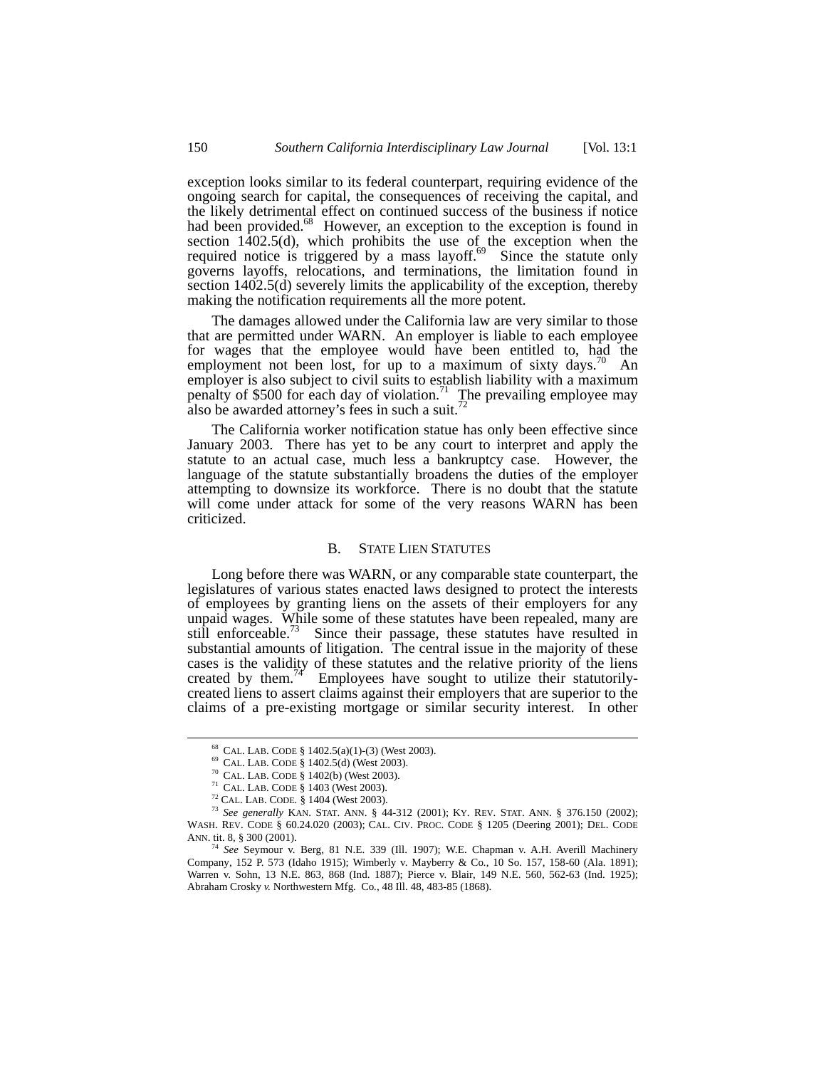exception looks similar to its federal counterpart, requiring evidence of the ongoing search for capital, the consequences of receiving the capital, and the likely detrimental effect on continued success of the business if notice had been provided.[68] However, an exception to the exception is found in section 1402.5(d), which prohibits the use of the exception when the required notice is triggered by a mass layoff.[69] Since the statute only governs layoffs, relocations, and terminations, the limitation found in section 1402.5(d) severely limits the applicability of the exception, thereby making the notification requirements all the more potent.

The damages allowed under the California law are very similar to those that are permitted under WARN. An employer is liable to each employee for wages that the employee would have been entitled to, had the employment not been lost, for up to a maximum of sixty days.[70] An employer is also subject to civil suits to establish liability with a maximum penalty of $500 for each day of violation.[71] The prevailing employee may also be awarded attorney's fees in such a suit.[72]

The California worker notification statue has only been effective since January 2003. There has yet to be any court to interpret and apply the statute to an actual case, much less a bankruptcy case. However, the language of the statute substantially broadens the duties of the employer attempting to downsize its workforce. There is no doubt that the statute will come under attack for some of the very reasons WARN has been criticized.

### B. STATE LIEN STATUTES

Long before there was WARN, or any comparable state counterpart, the legislatures of various states enacted laws designed to protect the interests of employees by granting liens on the assets of their employers for any unpaid wages. While some of these statutes have been repealed, many are still enforceable.[73] Since their passage, these statutes have resulted in substantial amounts of litigation. The central issue in the majority of these cases is the validity of these statutes and the relative priority of the liens created by them.[74] Employees have sought to utilize their statutorily-created liens to assert claims against their employers that are superior to the claims of a pre-existing mortgage or similar security interest. In other

---

[68] CAL. LAB. CODE § 1402.5(a)(1)-(3) (West 2003).

[69] CAL. LAB. CODE § 1402.5(d) (West 2003).

[70] CAL. LAB. CODE § 1402(b) (West 2003).

[71] CAL. LAB. CODE § 1403 (West 2003).

[72] CAL. LAB. CODE. § 1404 (West 2003).

[73] *See generally* KAN. STAT. ANN. § 44-312 (2001); KY. REV. STAT. ANN. § 376.150 (2002); WASH. REV. CODE § 60.24.020 (2003); CAL. CIV. PROC. CODE § 1205 (Deering 2001); DEL. CODE ANN. tit. 8, § 300 (2001).

[74] *See* Seymour v. Berg, 81 N.E. 339 (Ill. 1907); W.E. Chapman v. A.H. Averill Machinery Company, 152 P. 573 (Idaho 1915); Wimberly v. Mayberry & Co., 10 So. 157, 158-60 (Ala. 1891); Warren v. Sohn, 13 N.E. 863, 868 (Ind. 1887); Pierce v. Blair, 149 N.E. 560, 562-63 (Ind. 1925); Abraham Crosky *v.* Northwestern Mfg. Co., 48 Ill. 48, 483-85 (1868).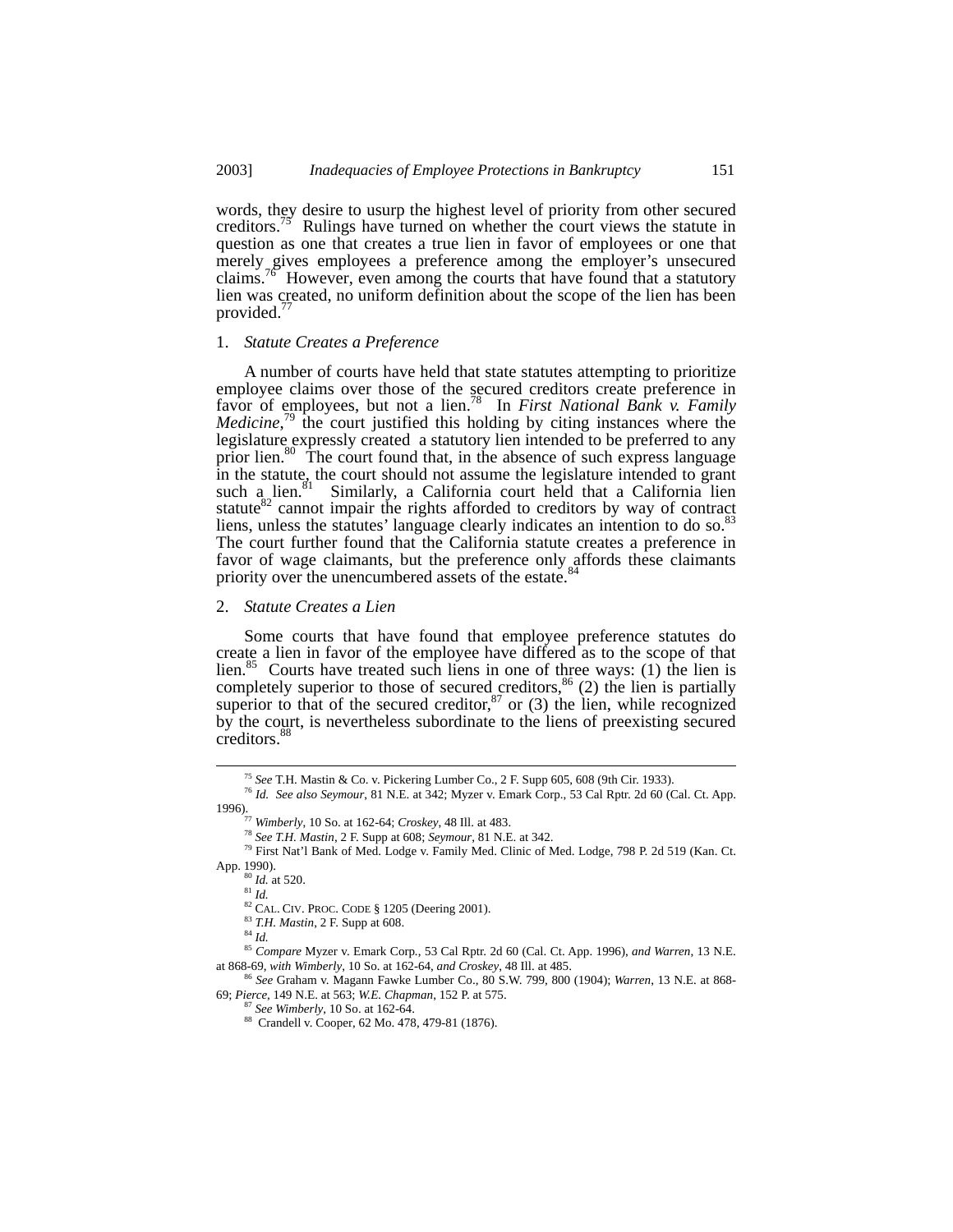words, they desire to usurp the highest level of priority from other secured creditors.[75] Rulings have turned on whether the court views the statute in question as one that creates a true lien in favor of employees or one that merely gives employees a preference among the employer's unsecured claims.[76] However, even among the courts that have found that a statutory lien was created, no uniform definition about the scope of the lien has been provided.[77]

### 1. *Statute Creates a Preference*

A number of courts have held that state statutes attempting to prioritize employee claims over those of the secured creditors create preference in favor of employees, but not a lien.[78] In *First National Bank v. Family Medicine*,[79] the court justified this holding by citing instances where the legislature expressly created a statutory lien intended to be preferred to any prior lien.[80] The court found that, in the absence of such express language in the statute, the court should not assume the legislature intended to grant such a lien.[81] Similarly, a California court held that a California lien statute[82] cannot impair the rights afforded to creditors by way of contract liens, unless the statutes' language clearly indicates an intention to do so.[83] The court further found that the California statute creates a preference in favor of wage claimants, but the preference only affords these claimants priority over the unencumbered assets of the estate.[84]

### 2. *Statute Creates a Lien*

Some courts that have found that employee preference statutes do create a lien in favor of the employee have differed as to the scope of that lien.[85] Courts have treated such liens in one of three ways: (1) the lien is completely superior to those of secured creditors,[86] (2) the lien is partially superior to that of the secured creditor,[87] or (3) the lien, while recognized by the court, is nevertheless subordinate to the liens of preexisting secured creditors.[88]

---

[75] *See* T.H. Mastin & Co. v. Pickering Lumber Co., 2 F. Supp 605, 608 (9th Cir. 1933).

[76] *Id. See also Seymour*, 81 N.E. at 342; Myzer v. Emark Corp., 53 Cal Rptr. 2d 60 (Cal. Ct. App. 1996).

[77] *Wimberly*, 10 So. at 162-64; *Croskey*, 48 Ill. at 483.

[78] *See T.H. Mastin*, 2 F. Supp at 608; *Seymour*, 81 N.E. at 342.

[79] First Nat'l Bank of Med. Lodge v. Family Med. Clinic of Med. Lodge, 798 P. 2d 519 (Kan. Ct. App. 1990).

[80] *Id.* at 520.

[81] *Id.*

[82] CAL. CIV. PROC. CODE § 1205 (Deering 2001).

[83] *T.H. Mastin*, 2 F. Supp at 608.

[84] *Id.*

[85] *Compare* Myzer v. Emark Corp., 53 Cal Rptr. 2d 60 (Cal. Ct. App. 1996), *and Warren*, 13 N.E. at 868-69, *with Wimberly*, 10 So. at 162-64, *and Croskey*, 48 Ill. at 485.

[86] *See* Graham v. Magann Fawke Lumber Co., 80 S.W. 799, 800 (1904); *Warren*, 13 N.E. at 868-69; *Pierce*, 149 N.E. at 563; *W.E. Chapman*, 152 P. at 575.

[87] *See Wimberly*, 10 So. at 162-64.

[88] Crandell v. Cooper, 62 Mo. 478, 479-81 (1876).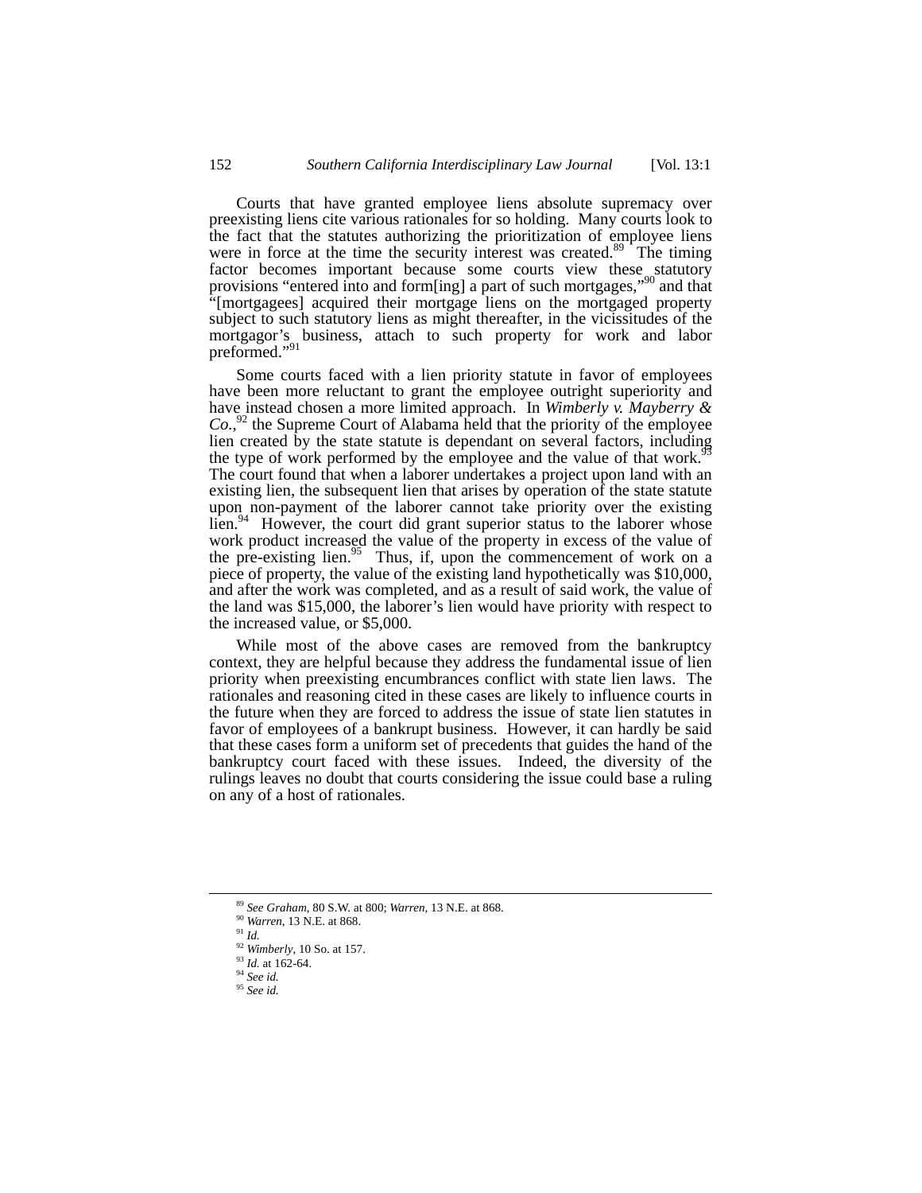Courts that have granted employee liens absolute supremacy over preexisting liens cite various rationales for so holding. Many courts look to the fact that the statutes authorizing the prioritization of employee liens were in force at the time the security interest was created.[89] The timing factor becomes important because some courts view these statutory provisions "entered into and form[ing] a part of such mortgages,"[90] and that "[mortgagees] acquired their mortgage liens on the mortgaged property subject to such statutory liens as might thereafter, in the vicissitudes of the mortgagor's business, attach to such property for work and labor preformed."[91]

Some courts faced with a lien priority statute in favor of employees have been more reluctant to grant the employee outright superiority and have instead chosen a more limited approach. In *Wimberly v. Mayberry & Co.*,[92] the Supreme Court of Alabama held that the priority of the employee lien created by the state statute is dependant on several factors, including the type of work performed by the employee and the value of that work.[93] The court found that when a laborer undertakes a project upon land with an existing lien, the subsequent lien that arises by operation of the state statute upon non-payment of the laborer cannot take priority over the existing lien.[94] However, the court did grant superior status to the laborer whose work product increased the value of the property in excess of the value of the pre-existing lien.[95] Thus, if, upon the commencement of work on a piece of property, the value of the existing land hypothetically was $10,000, and after the work was completed, and as a result of said work, the value of the land was $15,000, the laborer's lien would have priority with respect to the increased value, or $5,000.

While most of the above cases are removed from the bankruptcy context, they are helpful because they address the fundamental issue of lien priority when preexisting encumbrances conflict with state lien laws. The rationales and reasoning cited in these cases are likely to influence courts in the future when they are forced to address the issue of state lien statutes in favor of employees of a bankrupt business. However, it can hardly be said that these cases form a uniform set of precedents that guides the hand of the bankruptcy court faced with these issues. Indeed, the diversity of the rulings leaves no doubt that courts considering the issue could base a ruling on any of a host of rationales.

---

[89] *See Graham*, 80 S.W. at 800; *Warren*, 13 N.E. at 868.
[90] *Warren*, 13 N.E. at 868.
[91] *Id.*
[92] *Wimberly*, 10 So. at 157.
[93] *Id.* at 162-64.
[94] *See id.*
[95] *See id.*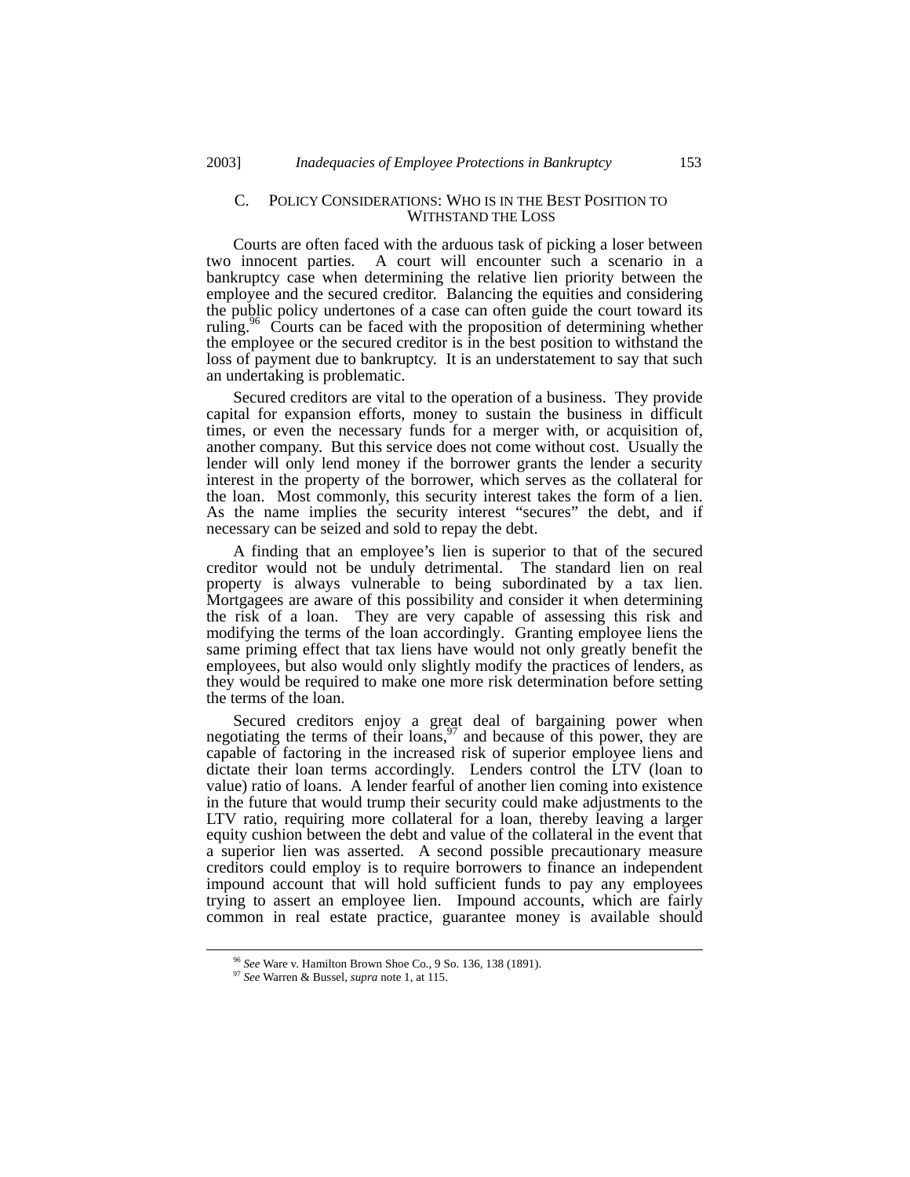### C. Policy Considerations: Who is in the Best Position to Withstand the Loss

Courts are often faced with the arduous task of picking a loser between two innocent parties. A court will encounter such a scenario in a bankruptcy case when determining the relative lien priority between the employee and the secured creditor. Balancing the equities and considering the public policy undertones of a case can often guide the court toward its ruling.[96] Courts can be faced with the proposition of determining whether the employee or the secured creditor is in the best position to withstand the loss of payment due to bankruptcy. It is an understatement to say that such an undertaking is problematic.

Secured creditors are vital to the operation of a business. They provide capital for expansion efforts, money to sustain the business in difficult times, or even the necessary funds for a merger with, or acquisition of, another company. But this service does not come without cost. Usually the lender will only lend money if the borrower grants the lender a security interest in the property of the borrower, which serves as the collateral for the loan. Most commonly, this security interest takes the form of a lien. As the name implies the security interest "secures" the debt, and if necessary can be seized and sold to repay the debt.

A finding that an employee's lien is superior to that of the secured creditor would not be unduly detrimental. The standard lien on real property is always vulnerable to being subordinated by a tax lien. Mortgagees are aware of this possibility and consider it when determining the risk of a loan. They are very capable of assessing this risk and modifying the terms of the loan accordingly. Granting employee liens the same priming effect that tax liens have would not only greatly benefit the employees, but also would only slightly modify the practices of lenders, as they would be required to make one more risk determination before setting the terms of the loan.

Secured creditors enjoy a great deal of bargaining power when negotiating the terms of their loans,[97] and because of this power, they are capable of factoring in the increased risk of superior employee liens and dictate their loan terms accordingly. Lenders control the LTV (loan to value) ratio of loans. A lender fearful of another lien coming into existence in the future that would trump their security could make adjustments to the LTV ratio, requiring more collateral for a loan, thereby leaving a larger equity cushion between the debt and value of the collateral in the event that a superior lien was asserted. A second possible precautionary measure creditors could employ is to require borrowers to finance an independent impound account that will hold sufficient funds to pay any employees trying to assert an employee lien. Impound accounts, which are fairly common in real estate practice, guarantee money is available should

---

[96] *See* Ware v. Hamilton Brown Shoe Co., 9 So. 136, 138 (1891).

[97] *See* Warren & Bussel, *supra* note 1, at 115.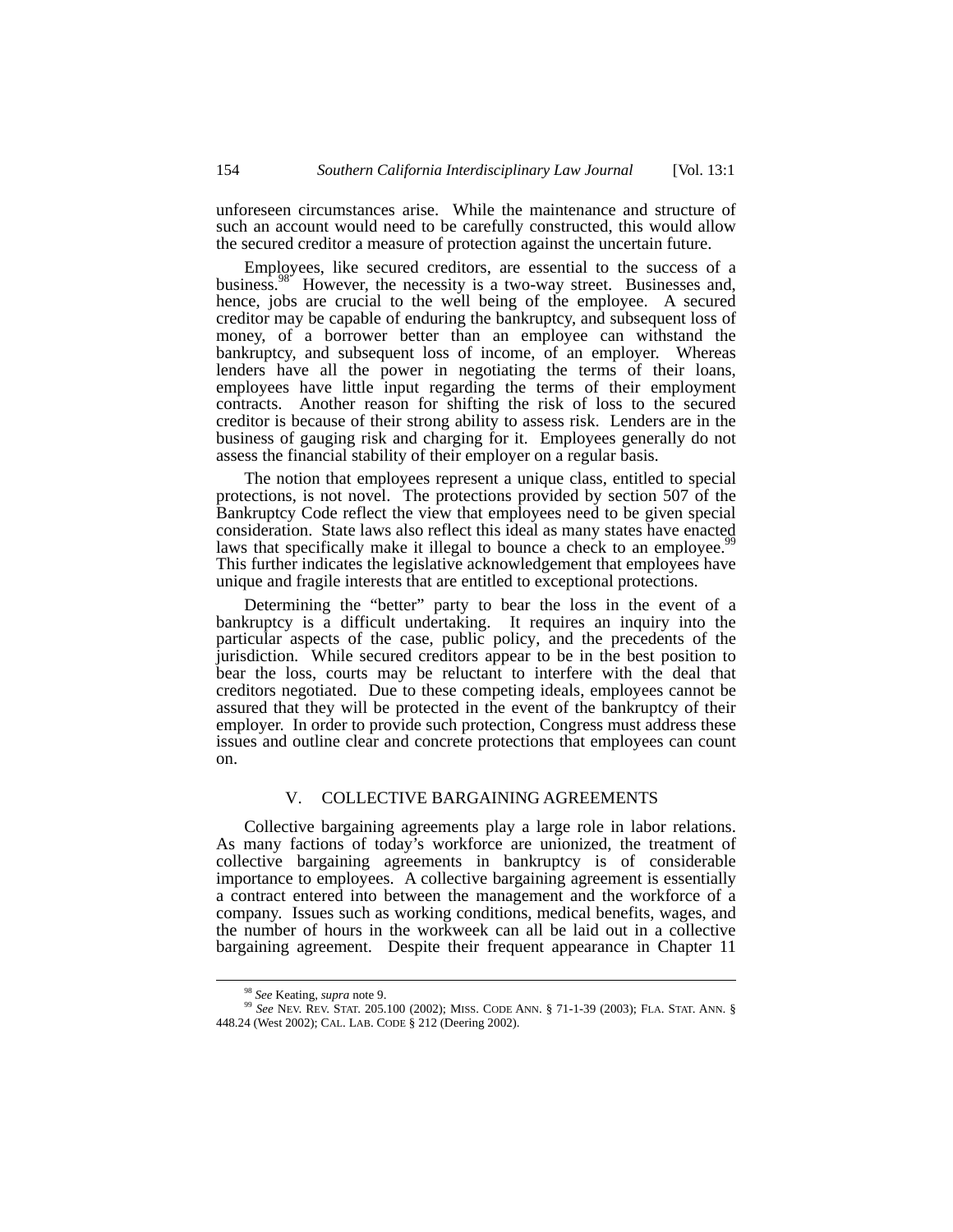unforeseen circumstances arise. While the maintenance and structure of such an account would need to be carefully constructed, this would allow the secured creditor a measure of protection against the uncertain future.

Employees, like secured creditors, are essential to the success of a business.[98] However, the necessity is a two-way street. Businesses and, hence, jobs are crucial to the well being of the employee. A secured creditor may be capable of enduring the bankruptcy, and subsequent loss of money, of a borrower better than an employee can withstand the bankruptcy, and subsequent loss of income, of an employer. Whereas lenders have all the power in negotiating the terms of their loans, employees have little input regarding the terms of their employment contracts. Another reason for shifting the risk of loss to the secured creditor is because of their strong ability to assess risk. Lenders are in the business of gauging risk and charging for it. Employees generally do not assess the financial stability of their employer on a regular basis.

The notion that employees represent a unique class, entitled to special protections, is not novel. The protections provided by section 507 of the Bankruptcy Code reflect the view that employees need to be given special consideration. State laws also reflect this ideal as many states have enacted laws that specifically make it illegal to bounce a check to an employee.[99] This further indicates the legislative acknowledgement that employees have unique and fragile interests that are entitled to exceptional protections.

Determining the "better" party to bear the loss in the event of a bankruptcy is a difficult undertaking. It requires an inquiry into the particular aspects of the case, public policy, and the precedents of the jurisdiction. While secured creditors appear to be in the best position to bear the loss, courts may be reluctant to interfere with the deal that creditors negotiated. Due to these competing ideals, employees cannot be assured that they will be protected in the event of the bankruptcy of their employer. In order to provide such protection, Congress must address these issues and outline clear and concrete protections that employees can count on.

## V. COLLECTIVE BARGAINING AGREEMENTS

Collective bargaining agreements play a large role in labor relations. As many factions of today's workforce are unionized, the treatment of collective bargaining agreements in bankruptcy is of considerable importance to employees. A collective bargaining agreement is essentially a contract entered into between the management and the workforce of a company. Issues such as working conditions, medical benefits, wages, and the number of hours in the workweek can all be laid out in a collective bargaining agreement. Despite their frequent appearance in Chapter 11

---

[98] *See* Keating, *supra* note 9.

[99] *See* NEV. REV. STAT. 205.100 (2002); MISS. CODE ANN. § 71-1-39 (2003); FLA. STAT. ANN. § 448.24 (West 2002); CAL. LAB. CODE § 212 (Deering 2002).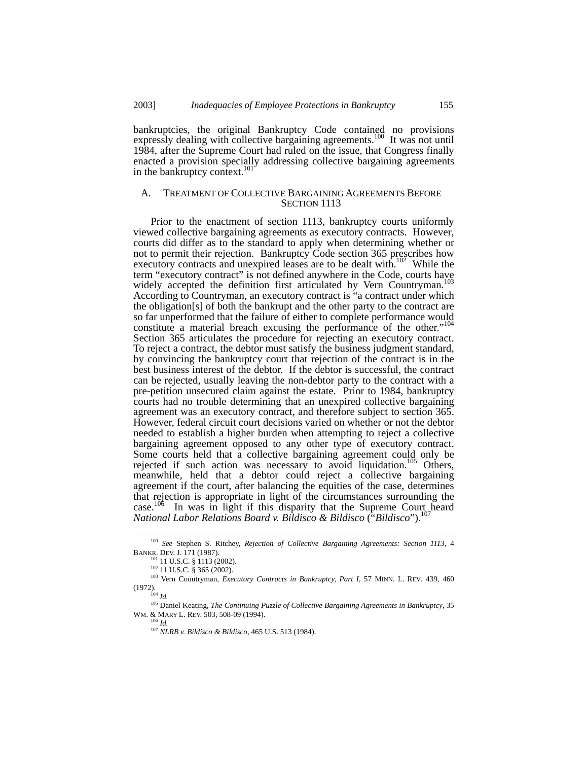bankruptcies, the original Bankruptcy Code contained no provisions expressly dealing with collective bargaining agreements.[100] It was not until 1984, after the Supreme Court had ruled on the issue, that Congress finally enacted a provision specially addressing collective bargaining agreements in the bankruptcy context.[101]

### A. Treatment of Collective Bargaining Agreements Before Section 1113

Prior to the enactment of section 1113, bankruptcy courts uniformly viewed collective bargaining agreements as executory contracts. However, courts did differ as to the standard to apply when determining whether or not to permit their rejection. Bankruptcy Code section 365 prescribes how executory contracts and unexpired leases are to be dealt with.[102] While the term "executory contract" is not defined anywhere in the Code, courts have widely accepted the definition first articulated by Vern Countryman.[103] According to Countryman, an executory contract is "a contract under which the obligation[s] of both the bankrupt and the other party to the contract are so far unperformed that the failure of either to complete performance would constitute a material breach excusing the performance of the other."[104] Section 365 articulates the procedure for rejecting an executory contract. To reject a contract, the debtor must satisfy the business judgment standard, by convincing the bankruptcy court that rejection of the contract is in the best business interest of the debtor. If the debtor is successful, the contract can be rejected, usually leaving the non-debtor party to the contract with a pre-petition unsecured claim against the estate. Prior to 1984, bankruptcy courts had no trouble determining that an unexpired collective bargaining agreement was an executory contract, and therefore subject to section 365. However, federal circuit court decisions varied on whether or not the debtor needed to establish a higher burden when attempting to reject a collective bargaining agreement opposed to any other type of executory contract. Some courts held that a collective bargaining agreement could only be rejected if such action was necessary to avoid liquidation.[105] Others, meanwhile, held that a debtor could reject a collective bargaining agreement if the court, after balancing the equities of the case, determines that rejection is appropriate in light of the circumstances surrounding the case.[106] In was in light if this disparity that the Supreme Court heard *National Labor Relations Board v. Bildisco & Bildisco* ("*Bildisco*").[107]

---

[100] *See* Stephen S. Ritchey, *Rejection of Collective Bargaining Agreements: Section 1113*, 4 Bankr. Dev. J. 171 (1987).

[101] 11 U.S.C. § 1113 (2002).

[102] 11 U.S.C. § 365 (2002).

[103] Vern Countryman, *Executory Contracts in Bankruptcy, Part I*, 57 Minn. L. Rev. 439, 460 (1972).

[104] *Id.*

[105] Daniel Keating, *The Continuing Puzzle of Collective Bargaining Agreements in Bankruptcy*, 35 Wm. & Mary L. Rev. 503, 508-09 (1994).

[106] *Id.*

[107] *NLRB v. Bildisco & Bildisco*, 465 U.S. 513 (1984).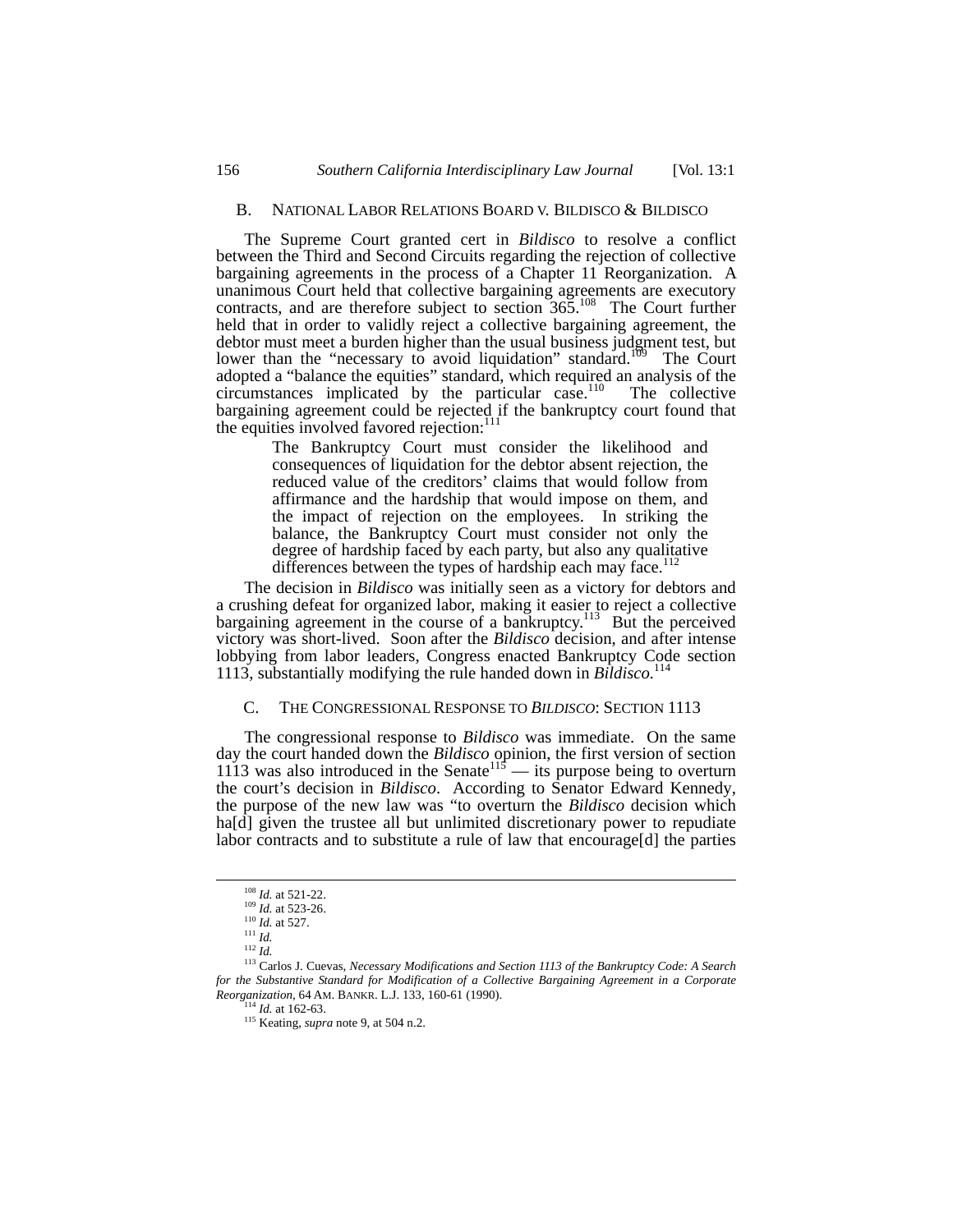### B. NATIONAL LABOR RELATIONS BOARD v. BILDISCO & BILDISCO

The Supreme Court granted cert in *Bildisco* to resolve a conflict between the Third and Second Circuits regarding the rejection of collective bargaining agreements in the process of a Chapter 11 Reorganization. A unanimous Court held that collective bargaining agreements are executory contracts, and are therefore subject to section 365.[108] The Court further held that in order to validly reject a collective bargaining agreement, the debtor must meet a burden higher than the usual business judgment test, but lower than the "necessary to avoid liquidation" standard.[109] The Court adopted a "balance the equities" standard, which required an analysis of the circumstances implicated by the particular case.[110] The collective bargaining agreement could be rejected if the bankruptcy court found that the equities involved favored rejection:[111]

> The Bankruptcy Court must consider the likelihood and consequences of liquidation for the debtor absent rejection, the reduced value of the creditors' claims that would follow from affirmance and the hardship that would impose on them, and the impact of rejection on the employees. In striking the balance, the Bankruptcy Court must consider not only the degree of hardship faced by each party, but also any qualitative differences between the types of hardship each may face.[112]

The decision in *Bildisco* was initially seen as a victory for debtors and a crushing defeat for organized labor, making it easier to reject a collective bargaining agreement in the course of a bankruptcy.[113] But the perceived victory was short-lived. Soon after the *Bildisco* decision, and after intense lobbying from labor leaders, Congress enacted Bankruptcy Code section 1113, substantially modifying the rule handed down in *Bildisco*.[114]

### C. THE CONGRESSIONAL RESPONSE TO *BILDISCO*: SECTION 1113

The congressional response to *Bildisco* was immediate. On the same day the court handed down the *Bildisco* opinion, the first version of section 1113 was also introduced in the Senate[115] — its purpose being to overturn the court's decision in *Bildisco*. According to Senator Edward Kennedy, the purpose of the new law was "to overturn the *Bildisco* decision which ha[d] given the trustee all but unlimited discretionary power to repudiate labor contracts and to substitute a rule of law that encourage[d] the parties

---

[108] *Id.* at 521-22.

[109] *Id.* at 523-26.

[110] *Id.* at 527.

[111] *Id.*

[112] *Id.*

[113] Carlos J. Cuevas, *Necessary Modifications and Section 1113 of the Bankruptcy Code: A Search for the Substantive Standard for Modification of a Collective Bargaining Agreement in a Corporate Reorganization*, 64 AM. BANKR. L.J. 133, 160-61 (1990).

[114] *Id.* at 162-63.

[115] Keating, *supra* note 9, at 504 n.2.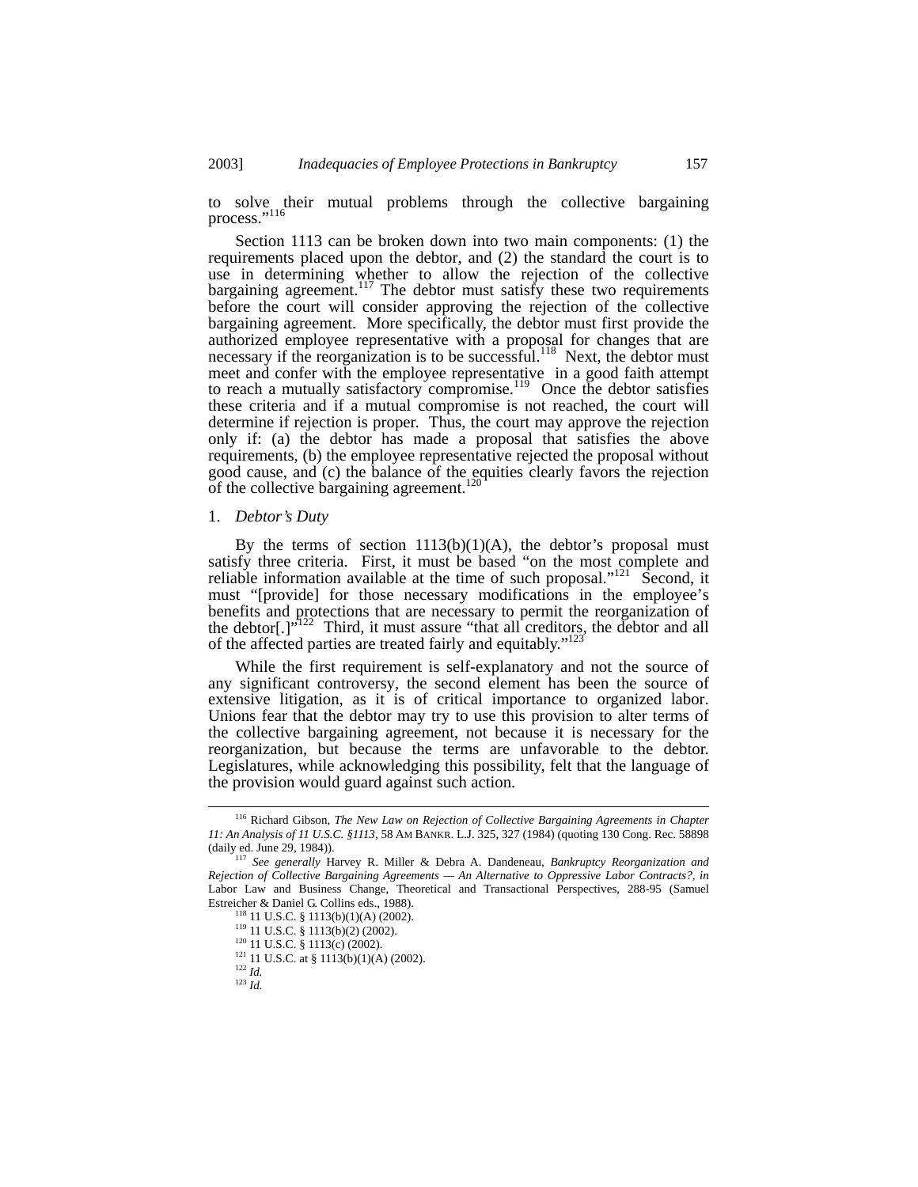to solve their mutual problems through the collective bargaining process."[116]

Section 1113 can be broken down into two main components: (1) the requirements placed upon the debtor, and (2) the standard the court is to use in determining whether to allow the rejection of the collective bargaining agreement.[117] The debtor must satisfy these two requirements before the court will consider approving the rejection of the collective bargaining agreement. More specifically, the debtor must first provide the authorized employee representative with a proposal for changes that are necessary if the reorganization is to be successful.[118] Next, the debtor must meet and confer with the employee representative in a good faith attempt to reach a mutually satisfactory compromise.[119] Once the debtor satisfies these criteria and if a mutual compromise is not reached, the court will determine if rejection is proper. Thus, the court may approve the rejection only if: (a) the debtor has made a proposal that satisfies the above requirements, (b) the employee representative rejected the proposal without good cause, and (c) the balance of the equities clearly favors the rejection of the collective bargaining agreement.[120]

1. *Debtor's Duty*

By the terms of section 1113(b)(1)(A), the debtor's proposal must satisfy three criteria. First, it must be based "on the most complete and reliable information available at the time of such proposal."[121] Second, it must "[provide] for those necessary modifications in the employee's benefits and protections that are necessary to permit the reorganization of the debtor[.]"[122] Third, it must assure "that all creditors, the debtor and all of the affected parties are treated fairly and equitably."[123]

While the first requirement is self-explanatory and not the source of any significant controversy, the second element has been the source of extensive litigation, as it is of critical importance to organized labor. Unions fear that the debtor may try to use this provision to alter terms of the collective bargaining agreement, not because it is necessary for the reorganization, but because the terms are unfavorable to the debtor. Legislatures, while acknowledging this possibility, felt that the language of the provision would guard against such action.

---

[116] Richard Gibson, *The New Law on Rejection of Collective Bargaining Agreements in Chapter 11: An Analysis of 11 U.S.C. §1113*, 58 AM BANKR. L.J. 325, 327 (1984) (quoting 130 Cong. Rec. 58898 (daily ed. June 29, 1984)).

[117] *See generally* Harvey R. Miller & Debra A. Dandeneau, *Bankruptcy Reorganization and Rejection of Collective Bargaining Agreements — An Alternative to Oppressive Labor Contracts?*, *in* Labor Law and Business Change, Theoretical and Transactional Perspectives, 288-95 (Samuel Estreicher & Daniel G. Collins eds., 1988).

[118] 11 U.S.C. § 1113(b)(1)(A) (2002).

[119] 11 U.S.C. § 1113(b)(2) (2002).

[120] 11 U.S.C. § 1113(c) (2002).

[121] 11 U.S.C. at § 1113(b)(1)(A) (2002).

[122] *Id.*

[123] *Id.*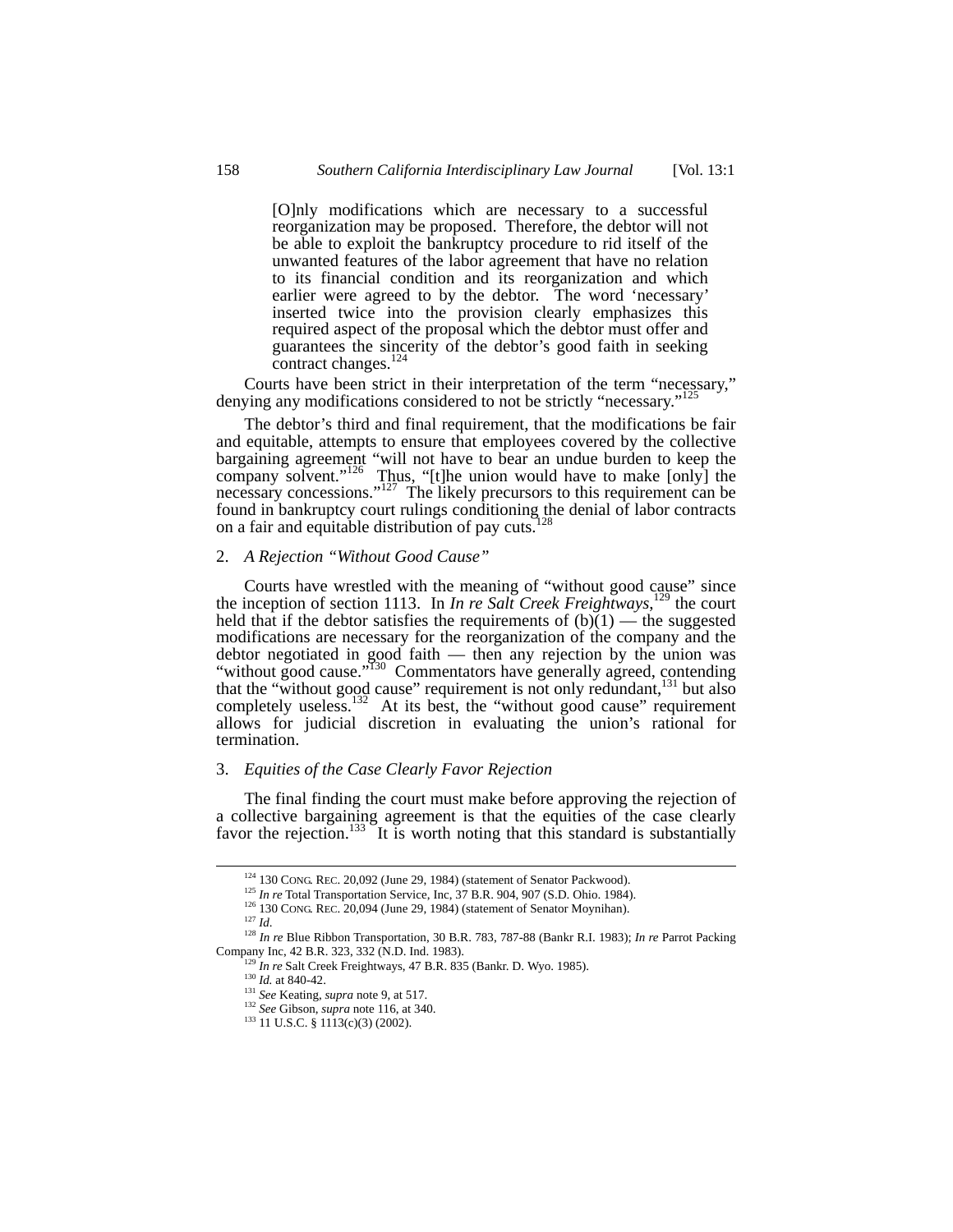> [O]nly modifications which are necessary to a successful reorganization may be proposed. Therefore, the debtor will not be able to exploit the bankruptcy procedure to rid itself of the unwanted features of the labor agreement that have no relation to its financial condition and its reorganization and which earlier were agreed to by the debtor. The word 'necessary' inserted twice into the provision clearly emphasizes this required aspect of the proposal which the debtor must offer and guarantees the sincerity of the debtor's good faith in seeking contract changes.[124]

Courts have been strict in their interpretation of the term "necessary," denying any modifications considered to not be strictly "necessary."[125]

The debtor's third and final requirement, that the modifications be fair and equitable, attempts to ensure that employees covered by the collective bargaining agreement "will not have to bear an undue burden to keep the company solvent."[126] Thus, "[t]he union would have to make [only] the necessary concessions."[127] The likely precursors to this requirement can be found in bankruptcy court rulings conditioning the denial of labor contracts on a fair and equitable distribution of pay cuts.[128]

### 2. *A Rejection "Without Good Cause"*

Courts have wrestled with the meaning of "without good cause" since the inception of section 1113. In *In re Salt Creek Freightways*,[129] the court held that if the debtor satisfies the requirements of (b)(1) — the suggested modifications are necessary for the reorganization of the company and the debtor negotiated in good faith — then any rejection by the union was "without good cause."[130] Commentators have generally agreed, contending that the "without good cause" requirement is not only redundant,[131] but also completely useless.[132] At its best, the "without good cause" requirement allows for judicial discretion in evaluating the union's rational for termination.

### 3. *Equities of the Case Clearly Favor Rejection*

The final finding the court must make before approving the rejection of a collective bargaining agreement is that the equities of the case clearly favor the rejection.[133] It is worth noting that this standard is substantially

---

[124] 130 CONG. REC. 20,092 (June 29, 1984) (statement of Senator Packwood).

[125] *In re* Total Transportation Service, Inc, 37 B.R. 904, 907 (S.D. Ohio. 1984).

[126] 130 CONG. REC. 20,094 (June 29, 1984) (statement of Senator Moynihan).

[127] *Id*.

[128] *In re* Blue Ribbon Transportation, 30 B.R. 783, 787-88 (Bankr R.I. 1983); *In re* Parrot Packing Company Inc, 42 B.R. 323, 332 (N.D. Ind. 1983).

[129] *In re* Salt Creek Freightways, 47 B.R. 835 (Bankr. D. Wyo. 1985).

[130] *Id.* at 840-42.

[131] *See* Keating, *supra* note 9, at 517.

[132] *See* Gibson, *supra* note 116, at 340.

[133] 11 U.S.C. § 1113(c)(3) (2002).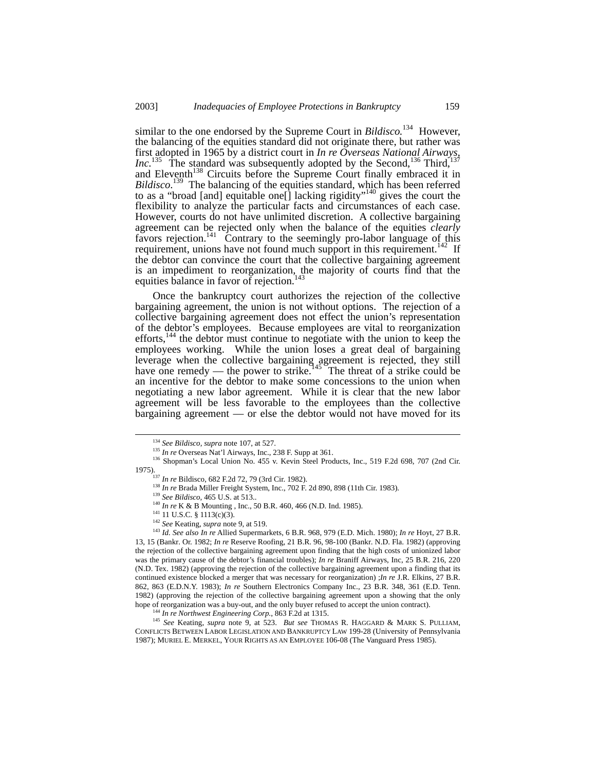similar to the one endorsed by the Supreme Court in *Bildisco.*[134] However, the balancing of the equities standard did not originate there, but rather was first adopted in 1965 by a district court in *In re Overseas National Airways, Inc.*[135] The standard was subsequently adopted by the Second,[136] Third,[137] and Eleventh[138] Circuits before the Supreme Court finally embraced it in *Bildisco*.[139] The balancing of the equities standard, which has been referred to as a "broad [and] equitable one[] lacking rigidity"[140] gives the court the flexibility to analyze the particular facts and circumstances of each case. However, courts do not have unlimited discretion. A collective bargaining agreement can be rejected only when the balance of the equities *clearly* favors rejection.[141] Contrary to the seemingly pro-labor language of this requirement, unions have not found much support in this requirement.[142] If the debtor can convince the court that the collective bargaining agreement is an impediment to reorganization, the majority of courts find that the equities balance in favor of rejection.[143]

Once the bankruptcy court authorizes the rejection of the collective bargaining agreement, the union is not without options. The rejection of a collective bargaining agreement does not effect the union's representation of the debtor's employees. Because employees are vital to reorganization efforts,[144] the debtor must continue to negotiate with the union to keep the employees working. While the union loses a great deal of bargaining leverage when the collective bargaining agreement is rejected, they still have one remedy — the power to strike.[145] The threat of a strike could be an incentive for the debtor to make some concessions to the union when negotiating a new labor agreement. While it is clear that the new labor agreement will be less favorable to the employees than the collective bargaining agreement — or else the debtor would not have moved for its

---

[134] *See Bildisco*, *supra* note 107, at 527.

[135] *In re* Overseas Nat'l Airways, Inc., 238 F. Supp at 361.

[136] Shopman's Local Union No. 455 v. Kevin Steel Products, Inc., 519 F.2d 698, 707 (2nd Cir. 1975).

[137] *In re* Bildisco, 682 F.2d 72, 79 (3rd Cir. 1982).

[138] *In re* Brada Miller Freight System, Inc., 702 F. 2d 890, 898 (11th Cir. 1983).

[139] *See Bildisco*, 465 U.S. at 513..

[140] *In re* K & B Mounting , Inc., 50 B.R. 460, 466 (N.D. Ind. 1985).

[141] 11 U.S.C. § 1113(c)(3).

[142] *See* Keating, *supra* note 9, at 519.

[143] *Id. See also In re* Allied Supermarkets, 6 B.R. 968, 979 (E.D. Mich. 1980); *In re* Hoyt, 27 B.R. 13, 15 (Bankr. Or. 1982; *In re* Reserve Roofing, 21 B.R. 96, 98-100 (Bankr. N.D. Fla. 1982) (approving the rejection of the collective bargaining agreement upon finding that the high costs of unionized labor was the primary cause of the debtor's financial troubles); *In re* Braniff Airways, Inc, 25 B.R. 216, 220 (N.D. Tex. 1982) (approving the rejection of the collective bargaining agreement upon a finding that its continued existence blocked a merger that was necessary for reorganization) ;*In re* J.R. Elkins, 27 B.R. 862, 863 (E.D.N.Y. 1983); *In re* Southern Electronics Company Inc., 23 B.R. 348, 361 (E.D. Tenn. 1982) (approving the rejection of the collective bargaining agreement upon a showing that the only hope of reorganization was a buy-out, and the only buyer refused to accept the union contract).

[144] *In re Northwest Engineering Corp.*, 863 F.2d at 1315.

[145] *See* Keating, *supra* note 9, at 523. *But see* THOMAS R. HAGGARD & MARK S. PULLIAM, CONFLICTS BETWEEN LABOR LEGISLATION AND BANKRUPTCY LAW 199-28 (University of Pennsylvania 1987); MURIEL E. MERKEL, YOUR RIGHTS AS AN EMPLOYEE 106-08 (The Vanguard Press 1985).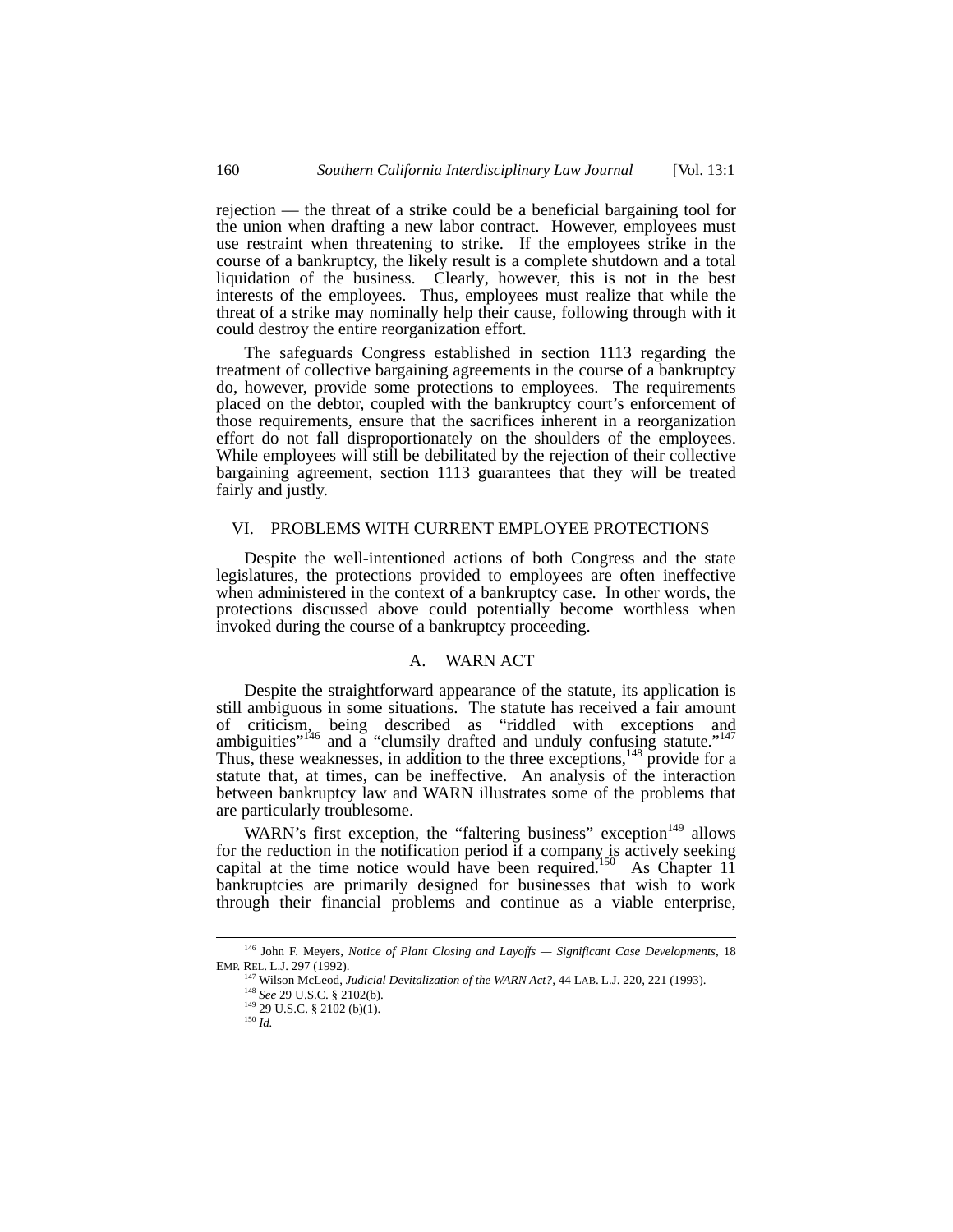rejection — the threat of a strike could be a beneficial bargaining tool for the union when drafting a new labor contract. However, employees must use restraint when threatening to strike. If the employees strike in the course of a bankruptcy, the likely result is a complete shutdown and a total liquidation of the business. Clearly, however, this is not in the best interests of the employees. Thus, employees must realize that while the threat of a strike may nominally help their cause, following through with it could destroy the entire reorganization effort.

The safeguards Congress established in section 1113 regarding the treatment of collective bargaining agreements in the course of a bankruptcy do, however, provide some protections to employees. The requirements placed on the debtor, coupled with the bankruptcy court's enforcement of those requirements, ensure that the sacrifices inherent in a reorganization effort do not fall disproportionately on the shoulders of the employees. While employees will still be debilitated by the rejection of their collective bargaining agreement, section 1113 guarantees that they will be treated fairly and justly.

## VI. PROBLEMS WITH CURRENT EMPLOYEE PROTECTIONS

Despite the well-intentioned actions of both Congress and the state legislatures, the protections provided to employees are often ineffective when administered in the context of a bankruptcy case. In other words, the protections discussed above could potentially become worthless when invoked during the course of a bankruptcy proceeding.

### A. WARN ACT

Despite the straightforward appearance of the statute, its application is still ambiguous in some situations. The statute has received a fair amount of criticism, being described as "riddled with exceptions and ambiguities"[146] and a "clumsily drafted and unduly confusing statute."[147] Thus, these weaknesses, in addition to the three exceptions,[148] provide for a statute that, at times, can be ineffective. An analysis of the interaction between bankruptcy law and WARN illustrates some of the problems that are particularly troublesome.

WARN's first exception, the "faltering business" exception[149] allows for the reduction in the notification period if a company is actively seeking capital at the time notice would have been required.[150] As Chapter 11 bankruptcies are primarily designed for businesses that wish to work through their financial problems and continue as a viable enterprise,

---

[146] John F. Meyers, *Notice of Plant Closing and Layoffs — Significant Case Developments*, 18 EMP. REL. L.J. 297 (1992).

[147] Wilson McLeod, *Judicial Devitalization of the WARN Act?*, 44 LAB. L.J. 220, 221 (1993).

[148] *See* 29 U.S.C. § 2102(b).

[149] 29 U.S.C. § 2102 (b)(1).

[150] *Id.*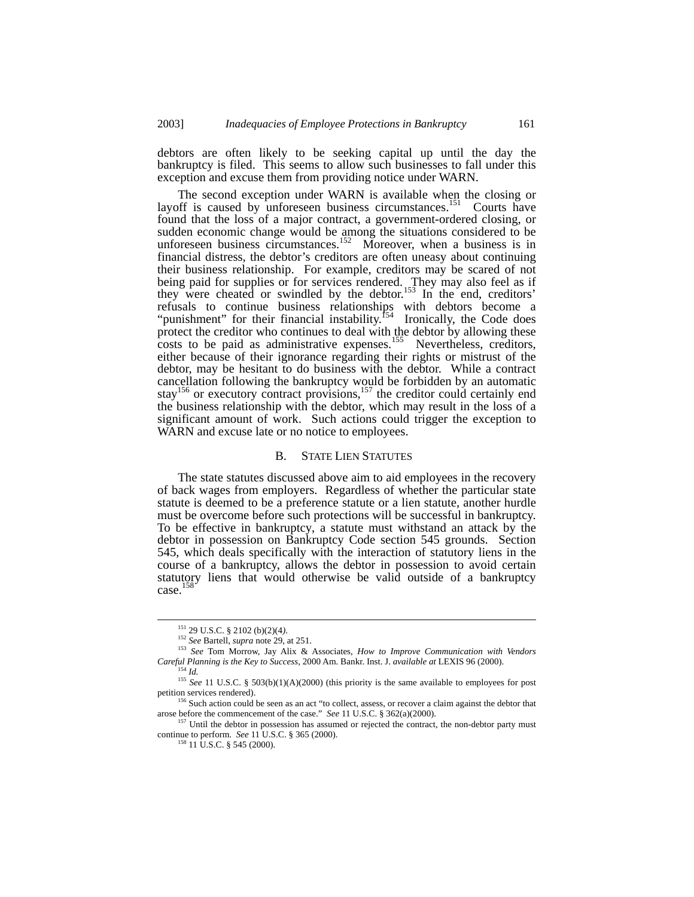debtors are often likely to be seeking capital up until the day the bankruptcy is filed. This seems to allow such businesses to fall under this exception and excuse them from providing notice under WARN.

The second exception under WARN is available when the closing or layoff is caused by unforeseen business circumstances.[151] Courts have found that the loss of a major contract, a government-ordered closing, or sudden economic change would be among the situations considered to be unforeseen business circumstances.[152] Moreover, when a business is in financial distress, the debtor's creditors are often uneasy about continuing their business relationship. For example, creditors may be scared of not being paid for supplies or for services rendered. They may also feel as if they were cheated or swindled by the debtor.[153] In the end, creditors' refusals to continue business relationships with debtors become a "punishment" for their financial instability.[154] Ironically, the Code does protect the creditor who continues to deal with the debtor by allowing these costs to be paid as administrative expenses.[155] Nevertheless, creditors, either because of their ignorance regarding their rights or mistrust of the debtor, may be hesitant to do business with the debtor. While a contract cancellation following the bankruptcy would be forbidden by an automatic stay[156] or executory contract provisions,[157] the creditor could certainly end the business relationship with the debtor, which may result in the loss of a significant amount of work. Such actions could trigger the exception to WARN and excuse late or no notice to employees.

### B. State Lien Statutes

The state statutes discussed above aim to aid employees in the recovery of back wages from employers. Regardless of whether the particular state statute is deemed to be a preference statute or a lien statute, another hurdle must be overcome before such protections will be successful in bankruptcy. To be effective in bankruptcy, a statute must withstand an attack by the debtor in possession on Bankruptcy Code section 545 grounds. Section 545, which deals specifically with the interaction of statutory liens in the course of a bankruptcy, allows the debtor in possession to avoid certain statutory liens that would otherwise be valid outside of a bankruptcy case.[158]

---

[151] 29 U.S.C. § 2102 (b)(2)(4).

[152] *See* Bartell, *supra* note 29, at 251.

[153] *See* Tom Morrow, Jay Alix & Associates, *How to Improve Communication with Vendors Careful Planning is the Key to Success*, 2000 Am. Bankr. Inst. J. *available at* LEXIS 96 (2000).

[154] *Id.*

[155] *See* 11 U.S.C. § 503(b)(1)(A)(2000) (this priority is the same available to employees for post petition services rendered).

[156] Such action could be seen as an act "to collect, assess, or recover a claim against the debtor that arose before the commencement of the case." *See* 11 U.S.C. § 362(a)(2000).

[157] Until the debtor in possession has assumed or rejected the contract, the non-debtor party must continue to perform. *See* 11 U.S.C. § 365 (2000).

[158] 11 U.S.C. § 545 (2000).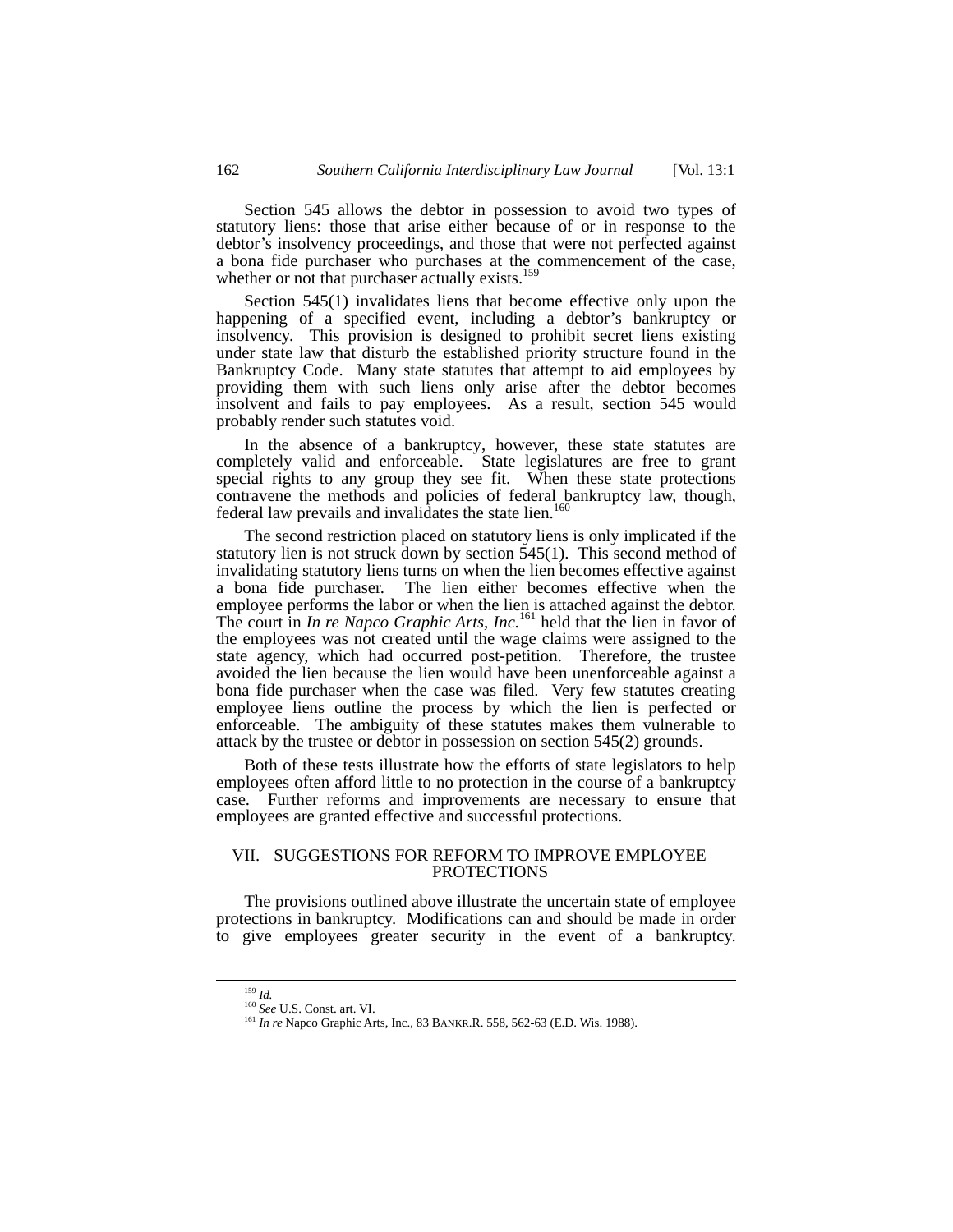Section 545 allows the debtor in possession to avoid two types of statutory liens: those that arise either because of or in response to the debtor's insolvency proceedings, and those that were not perfected against a bona fide purchaser who purchases at the commencement of the case, whether or not that purchaser actually exists.[159]

Section 545(1) invalidates liens that become effective only upon the happening of a specified event, including a debtor's bankruptcy or insolvency. This provision is designed to prohibit secret liens existing under state law that disturb the established priority structure found in the Bankruptcy Code. Many state statutes that attempt to aid employees by providing them with such liens only arise after the debtor becomes insolvent and fails to pay employees. As a result, section 545 would probably render such statutes void.

In the absence of a bankruptcy, however, these state statutes are completely valid and enforceable. State legislatures are free to grant special rights to any group they see fit. When these state protections contravene the methods and policies of federal bankruptcy law, though, federal law prevails and invalidates the state lien.[160]

The second restriction placed on statutory liens is only implicated if the statutory lien is not struck down by section 545(1). This second method of invalidating statutory liens turns on when the lien becomes effective against a bona fide purchaser. The lien either becomes effective when the employee performs the labor or when the lien is attached against the debtor. The court in *In re Napco Graphic Arts, Inc.*[161] held that the lien in favor of the employees was not created until the wage claims were assigned to the state agency, which had occurred post-petition. Therefore, the trustee avoided the lien because the lien would have been unenforceable against a bona fide purchaser when the case was filed. Very few statutes creating employee liens outline the process by which the lien is perfected or enforceable. The ambiguity of these statutes makes them vulnerable to attack by the trustee or debtor in possession on section 545(2) grounds.

Both of these tests illustrate how the efforts of state legislators to help employees often afford little to no protection in the course of a bankruptcy case. Further reforms and improvements are necessary to ensure that employees are granted effective and successful protections.

## VII. SUGGESTIONS FOR REFORM TO IMPROVE EMPLOYEE PROTECTIONS

The provisions outlined above illustrate the uncertain state of employee protections in bankruptcy. Modifications can and should be made in order to give employees greater security in the event of a bankruptcy.

---

[159] *Id.*

[160] *See* U.S. Const. art. VI.

[161] *In re* Napco Graphic Arts, Inc., 83 BANKR.R. 558, 562-63 (E.D. Wis. 1988).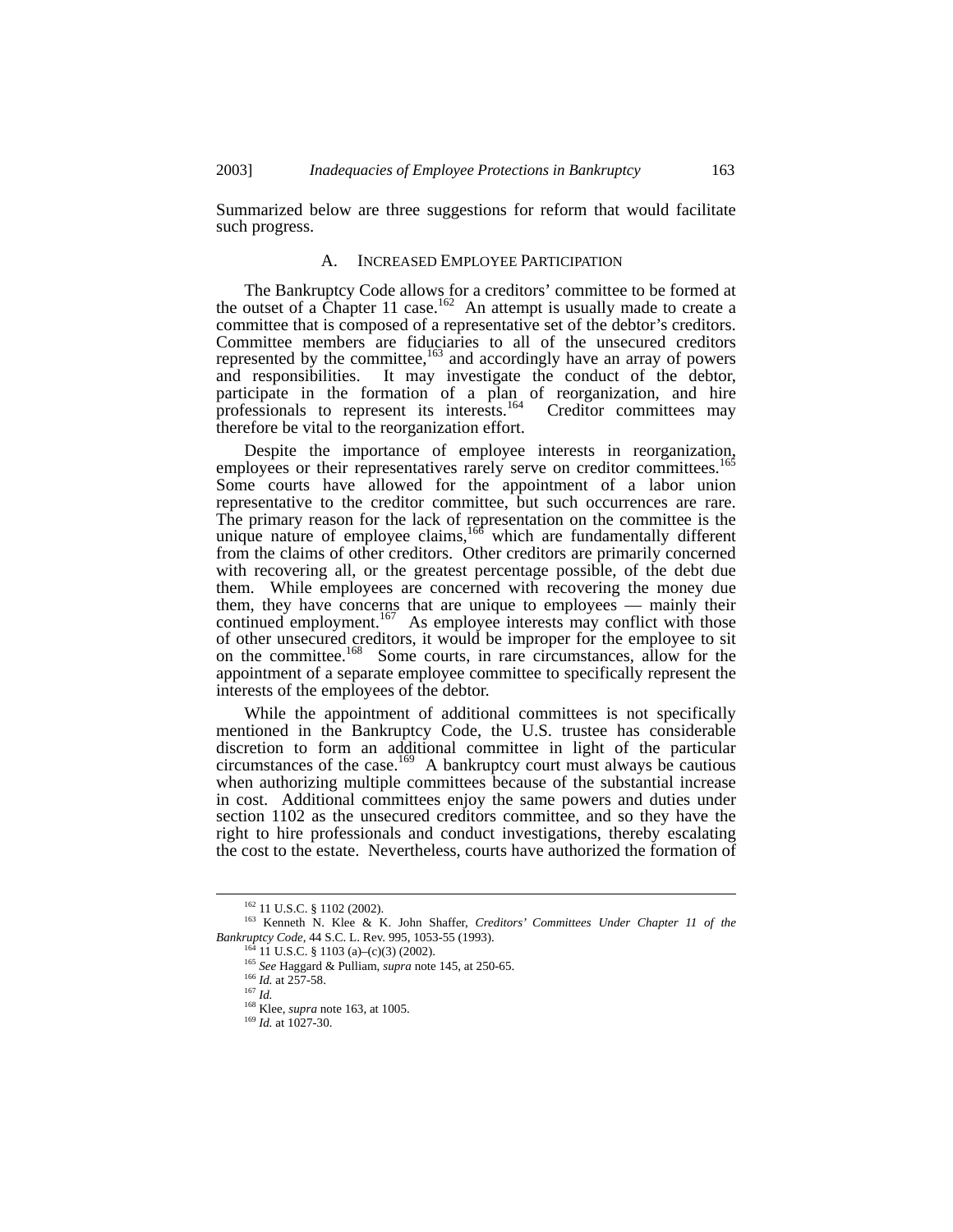Summarized below are three suggestions for reform that would facilitate such progress.

### A. INCREASED EMPLOYEE PARTICIPATION

The Bankruptcy Code allows for a creditors' committee to be formed at the outset of a Chapter 11 case.[162] An attempt is usually made to create a committee that is composed of a representative set of the debtor's creditors. Committee members are fiduciaries to all of the unsecured creditors represented by the committee,[163] and accordingly have an array of powers and responsibilities. It may investigate the conduct of the debtor, participate in the formation of a plan of reorganization, and hire professionals to represent its interests.[164] Creditor committees may therefore be vital to the reorganization effort.

Despite the importance of employee interests in reorganization, employees or their representatives rarely serve on creditor committees.[165] Some courts have allowed for the appointment of a labor union representative to the creditor committee, but such occurrences are rare. The primary reason for the lack of representation on the committee is the unique nature of employee claims,[166] which are fundamentally different from the claims of other creditors. Other creditors are primarily concerned with recovering all, or the greatest percentage possible, of the debt due them. While employees are concerned with recovering the money due them, they have concerns that are unique to employees — mainly their continued employment.[167] As employee interests may conflict with those of other unsecured creditors, it would be improper for the employee to sit on the committee.[168] Some courts, in rare circumstances, allow for the appointment of a separate employee committee to specifically represent the interests of the employees of the debtor.

While the appointment of additional committees is not specifically mentioned in the Bankruptcy Code, the U.S. trustee has considerable discretion to form an additional committee in light of the particular circumstances of the case.[169] A bankruptcy court must always be cautious when authorizing multiple committees because of the substantial increase in cost. Additional committees enjoy the same powers and duties under section 1102 as the unsecured creditors committee, and so they have the right to hire professionals and conduct investigations, thereby escalating the cost to the estate. Nevertheless, courts have authorized the formation of

---

[162] 11 U.S.C. § 1102 (2002).

[163] Kenneth N. Klee & K. John Shaffer, *Creditors' Committees Under Chapter 11 of the Bankruptcy Code*, 44 S.C. L. Rev. 995, 1053-55 (1993).

[164] 11 U.S.C. § 1103 (a)–(c)(3) (2002).

[165] *See* Haggard & Pulliam, *supra* note 145, at 250-65.

[166] *Id.* at 257-58.

[167] *Id.*

[168] Klee, *supra* note 163, at 1005.

[169] *Id.* at 1027-30.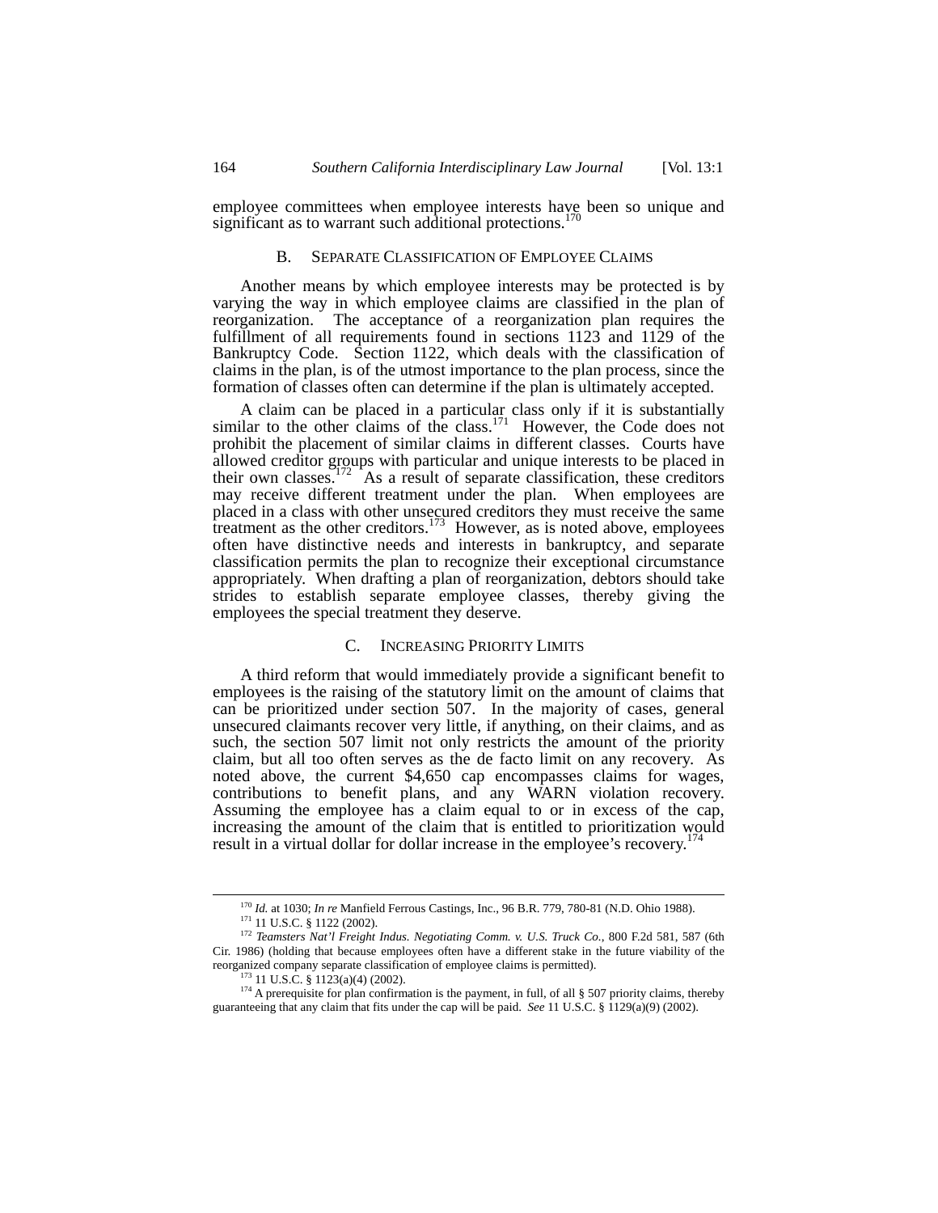employee committees when employee interests have been so unique and significant as to warrant such additional protections.[170]

### B. Separate Classification of Employee Claims

Another means by which employee interests may be protected is by varying the way in which employee claims are classified in the plan of reorganization. The acceptance of a reorganization plan requires the fulfillment of all requirements found in sections 1123 and 1129 of the Bankruptcy Code. Section 1122, which deals with the classification of claims in the plan, is of the utmost importance to the plan process, since the formation of classes often can determine if the plan is ultimately accepted.

A claim can be placed in a particular class only if it is substantially similar to the other claims of the class.[171] However, the Code does not prohibit the placement of similar claims in different classes. Courts have allowed creditor groups with particular and unique interests to be placed in their own classes.[172] As a result of separate classification, these creditors may receive different treatment under the plan. When employees are placed in a class with other unsecured creditors they must receive the same treatment as the other creditors.[173] However, as is noted above, employees often have distinctive needs and interests in bankruptcy, and separate classification permits the plan to recognize their exceptional circumstance appropriately. When drafting a plan of reorganization, debtors should take strides to establish separate employee classes, thereby giving the employees the special treatment they deserve.

### C. Increasing Priority Limits

A third reform that would immediately provide a significant benefit to employees is the raising of the statutory limit on the amount of claims that can be prioritized under section 507. In the majority of cases, general unsecured claimants recover very little, if anything, on their claims, and as such, the section 507 limit not only restricts the amount of the priority claim, but all too often serves as the de facto limit on any recovery. As noted above, the current $4,650 cap encompasses claims for wages, contributions to benefit plans, and any WARN violation recovery. Assuming the employee has a claim equal to or in excess of the cap, increasing the amount of the claim that is entitled to prioritization would result in a virtual dollar for dollar increase in the employee's recovery.[174]

---

[170] *Id.* at 1030; *In re* Manfield Ferrous Castings, Inc., 96 B.R. 779, 780-81 (N.D. Ohio 1988).

[171] 11 U.S.C. § 1122 (2002).

[172] *Teamsters Nat'l Freight Indus. Negotiating Comm. v. U.S. Truck Co.*, 800 F.2d 581, 587 (6th Cir. 1986) (holding that because employees often have a different stake in the future viability of the reorganized company separate classification of employee claims is permitted).

[173] 11 U.S.C. § 1123(a)(4) (2002).

[174] A prerequisite for plan confirmation is the payment, in full, of all § 507 priority claims, thereby guaranteeing that any claim that fits under the cap will be paid. *See* 11 U.S.C. § 1129(a)(9) (2002).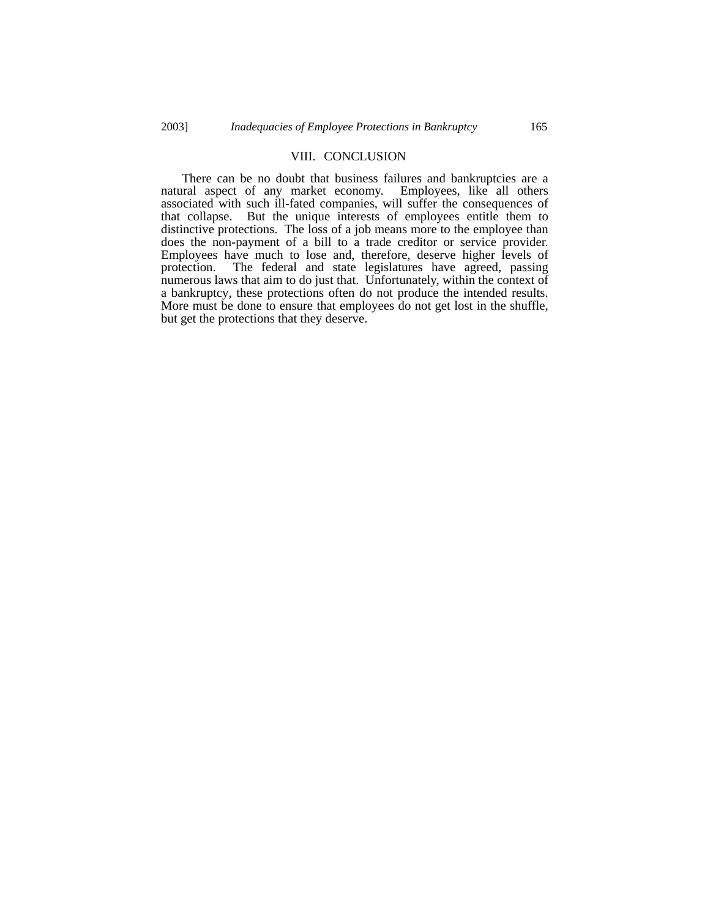## VIII. CONCLUSION

There can be no doubt that business failures and bankruptcies are a natural aspect of any market economy. Employees, like all others associated with such ill-fated companies, will suffer the consequences of that collapse. But the unique interests of employees entitle them to distinctive protections. The loss of a job means more to the employee than does the non-payment of a bill to a trade creditor or service provider. Employees have much to lose and, therefore, deserve higher levels of protection. The federal and state legislatures have agreed, passing numerous laws that aim to do just that. Unfortunately, within the context of a bankruptcy, these protections often do not produce the intended results. More must be done to ensure that employees do not get lost in the shuffle, but get the protections that they deserve.